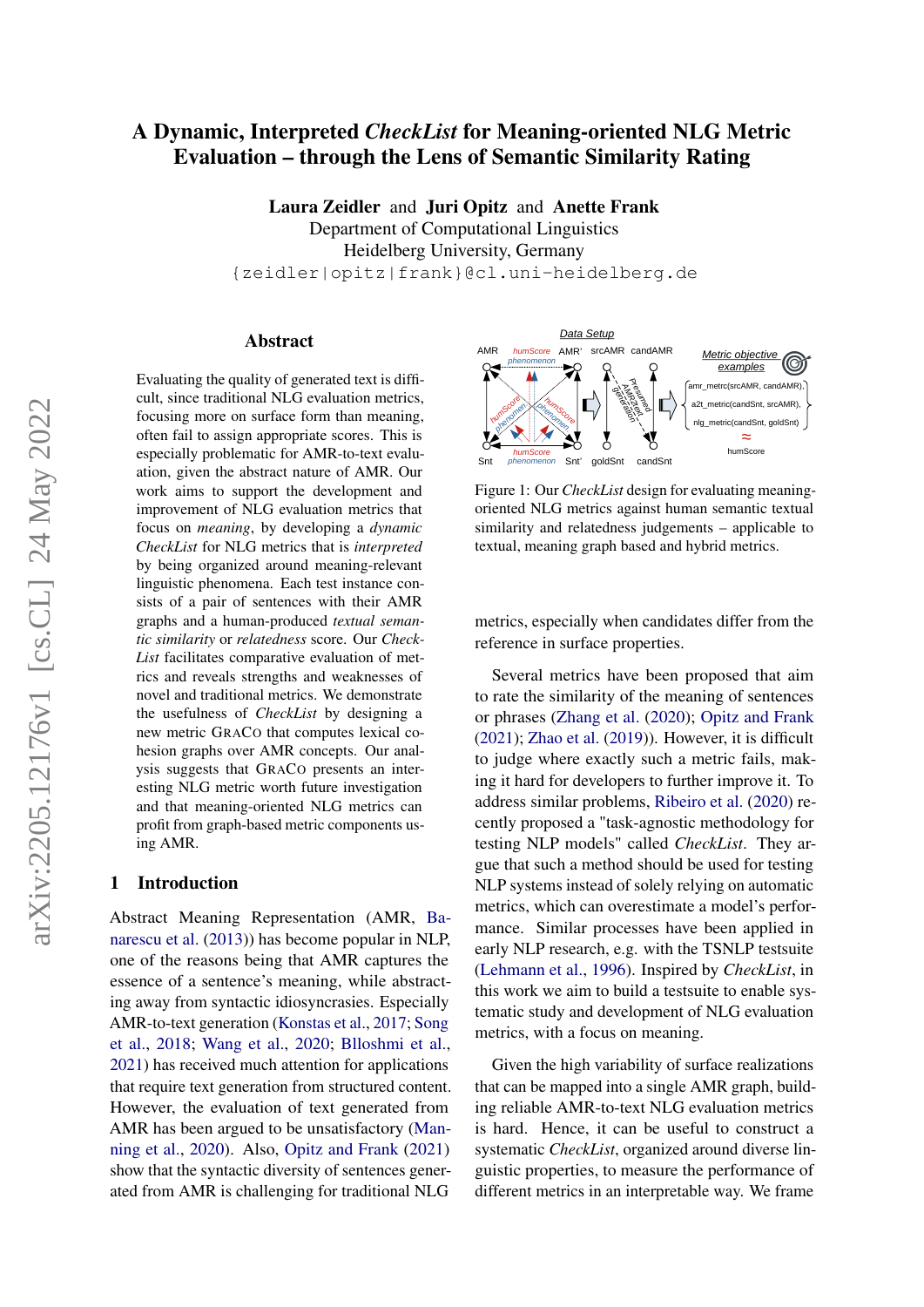# A Dynamic, Interpreted *CheckList* for Meaning-oriented NLG Metric Evaluation – through the Lens of Semantic Similarity Rating

**Laura Zeidler** and **Juri Opitz** and **Anette Frank**
Department of Computational Linguistics
Heidelberg University, Germany
{zeidler|opitz|frank}@cl.uni-heidelberg.de

## Abstract

Evaluating the quality of generated text is difficult, since traditional NLG evaluation metrics, focusing more on surface form than meaning, often fail to assign appropriate scores. This is especially problematic for AMR-to-text evaluation, given the abstract nature of AMR. Our work aims to support the development and improvement of NLG evaluation metrics that focus on *meaning*, by developing a *dynamic CheckList* for NLG metrics that is *interpreted* by being organized around meaning-relevant linguistic phenomena. Each test instance consists of a pair of sentences with their AMR graphs and a human-produced *textual semantic similarity* or *relatedness* score. Our *CheckList* facilitates comparative evaluation of metrics and reveals strengths and weaknesses of novel and traditional metrics. We demonstrate the usefulness of *CheckList* by designing a new metric GraCo that computes lexical cohesion graphs over AMR concepts. Our analysis suggests that GraCo presents an interesting NLG metric worth future investigation and that meaning-oriented NLG metrics can profit from graph-based metric components using AMR.

Figure 1: Our *CheckList* design for evaluating meaning-oriented NLG metrics against human semantic textual similarity and relatedness judgements – applicable to textual, meaning graph based and hybrid metrics.

## 1 Introduction

Abstract Meaning Representation (AMR, Banarescu et al. (2013)) has become popular in NLP, one of the reasons being that AMR captures the essence of a sentence's meaning, while abstracting away from syntactic idiosyncrasies. Especially AMR-to-text generation (Konstas et al., 2017; Song et al., 2018; Wang et al., 2020; Blloshmi et al., 2021) has received much attention for applications that require text generation from structured content. However, the evaluation of text generated from AMR has been argued to be unsatisfactory (Manning et al., 2020). Also, Opitz and Frank (2021) show that the syntactic diversity of sentences generated from AMR is challenging for traditional NLG metrics, especially when candidates differ from the reference in surface properties.

Several metrics have been proposed that aim to rate the similarity of the meaning of sentences or phrases (Zhang et al. (2020); Opitz and Frank (2021); Zhao et al. (2019)). However, it is difficult to judge where exactly such a metric fails, making it hard for developers to further improve it. To address similar problems, Ribeiro et al. (2020) recently proposed a "task-agnostic methodology for testing NLP models" called *CheckList*. They argue that such a method should be used for testing NLP systems instead of solely relying on automatic metrics, which can overestimate a model's performance. Similar processes have been applied in early NLP research, e.g. with the TSNLP testsuite (Lehmann et al., 1996). Inspired by *CheckList*, in this work we aim to build a testsuite to enable systematic study and development of NLG evaluation metrics, with a focus on meaning.

Given the high variability of surface realizations that can be mapped into a single AMR graph, building reliable AMR-to-text NLG evaluation metrics is hard. Hence, it can be useful to construct a systematic *CheckList*, organized around diverse linguistic properties, to measure the performance of different metrics in an interpretable way. We frame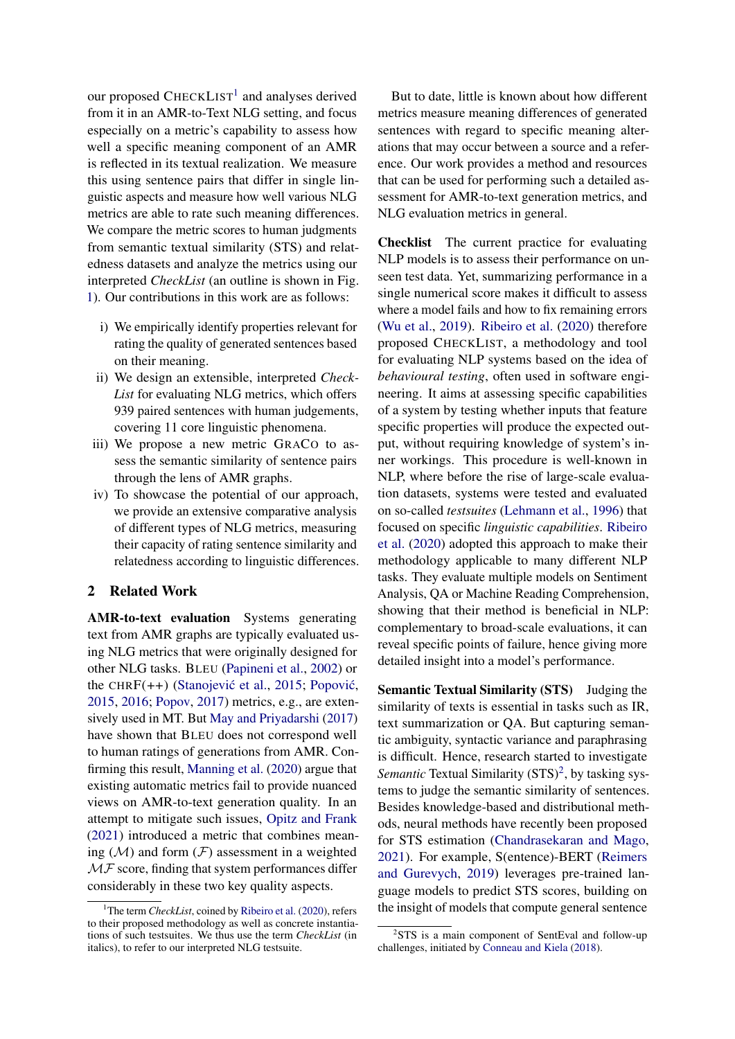our proposed CHECKLIST[1] and analyses derived from it in an AMR-to-Text NLG setting, and focus especially on a metric's capability to assess how well a specific meaning component of an AMR is reflected in its textual realization. We measure this using sentence pairs that differ in single linguistic aspects and measure how well various NLG metrics are able to rate such meaning differences. We compare the metric scores to human judgments from semantic textual similarity (STS) and relatedness datasets and analyze the metrics using our interpreted *CheckList* (an outline is shown in Fig. 1). Our contributions in this work are as follows:

- i) We empirically identify properties relevant for rating the quality of generated sentences based on their meaning.
- ii) We design an extensible, interpreted *CheckList* for evaluating NLG metrics, which offers 939 paired sentences with human judgements, covering 11 core linguistic phenomena.
- iii) We propose a new metric GRACO to assess the semantic similarity of sentence pairs through the lens of AMR graphs.
- iv) To showcase the potential of our approach, we provide an extensive comparative analysis of different types of NLG metrics, measuring their capacity of rating sentence similarity and relatedness according to linguistic differences.

## 2 Related Work

**AMR-to-text evaluation** Systems generating text from AMR graphs are typically evaluated using NLG metrics that were originally designed for other NLG tasks. BLEU (Papineni et al., 2002) or the CHRF(++) (Stanojević et al., 2015; Popović, 2015, 2016; Popov, 2017) metrics, e.g., are extensively used in MT. But May and Priyadarshi (2017) have shown that BLEU does not correspond well to human ratings of generations from AMR. Confirming this result, Manning et al. (2020) argue that existing automatic metrics fail to provide nuanced views on AMR-to-text generation quality. In an attempt to mitigate such issues, Opitz and Frank (2021) introduced a metric that combines meaning ($\mathcal{M}$) and form ($\mathcal{F}$) assessment in a weighted $\mathcal{MF}$ score, finding that system performances differ considerably in these two key quality aspects.

But to date, little is known about how different metrics measure meaning differences of generated sentences with regard to specific meaning alterations that may occur between a source and a reference. Our work provides a method and resources that can be used for performing such a detailed assessment for AMR-to-text generation metrics, and NLG evaluation metrics in general.

**Checklist** The current practice for evaluating NLP models is to assess their performance on unseen test data. Yet, summarizing performance in a single numerical score makes it difficult to assess where a model fails and how to fix remaining errors (Wu et al., 2019). Ribeiro et al. (2020) therefore proposed CHECKLIST, a methodology and tool for evaluating NLP systems based on the idea of *behavioural testing*, often used in software engineering. It aims at assessing specific capabilities of a system by testing whether inputs that feature specific properties will produce the expected output, without requiring knowledge of system's inner workings. This procedure is well-known in NLP, where before the rise of large-scale evaluation datasets, systems were tested and evaluated on so-called *testsuites* (Lehmann et al., 1996) that focused on specific *linguistic capabilities*. Ribeiro et al. (2020) adopted this approach to make their methodology applicable to many different NLP tasks. They evaluate multiple models on Sentiment Analysis, QA or Machine Reading Comprehension, showing that their method is beneficial in NLP: complementary to broad-scale evaluations, it can reveal specific points of failure, hence giving more detailed insight into a model's performance.

**Semantic Textual Similarity (STS)** Judging the similarity of texts is essential in tasks such as IR, text summarization or QA. But capturing semantic ambiguity, syntactic variance and paraphrasing is difficult. Hence, research started to investigate *Semantic* Textual Similarity (STS)[2], by tasking systems to judge the semantic similarity of sentences. Besides knowledge-based and distributional methods, neural methods have recently been proposed for STS estimation (Chandrasekaran and Mago, 2021). For example, S(entence)-BERT (Reimers and Gurevych, 2019) leverages pre-trained language models to predict STS scores, building on the insight of models that compute general sentence

[1] The term *CheckList*, coined by Ribeiro et al. (2020), refers to their proposed methodology as well as concrete instantiations of such testsuites. We thus use the term *CheckList* (in italics), to refer to our interpreted NLG testsuite.

[2] STS is a main component of SentEval and follow-up challenges, initiated by Conneau and Kiela (2018).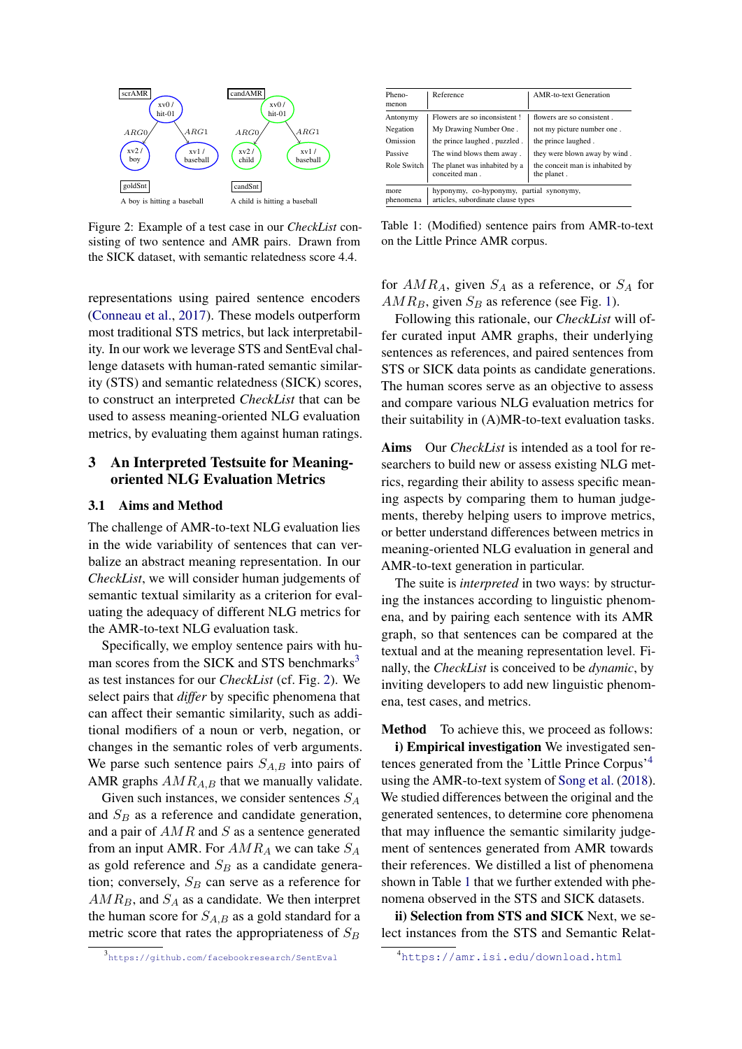Figure 2: Example of a test case in our *CheckList* consisting of two sentence and AMR pairs. Drawn from the SICK dataset, with semantic relatedness score 4.4.

representations using paired sentence encoders (Conneau et al., 2017). These models outperform most traditional STS metrics, but lack interpretability. In our work we leverage STS and SentEval challenge datasets with human-rated semantic similarity (STS) and semantic relatedness (SICK) scores, to construct an interpreted *CheckList* that can be used to assess meaning-oriented NLG evaluation metrics, by evaluating them against human ratings.

## 3 An Interpreted Testsuite for Meaning-oriented NLG Evaluation Metrics

### 3.1 Aims and Method

The challenge of AMR-to-text NLG evaluation lies in the wide variability of sentences that can verbalize an abstract meaning representation. In our *CheckList*, we will consider human judgements of semantic textual similarity as a criterion for evaluating the adequacy of different NLG metrics for the AMR-to-text NLG evaluation task.

Specifically, we employ sentence pairs with human scores from the SICK and STS benchmarks[3] as test instances for our *CheckList* (cf. Fig. 2). We select pairs that *differ* by specific phenomena that can affect their semantic similarity, such as additional modifiers of a noun or verb, negation, or changes in the semantic roles of verb arguments. We parse such sentence pairs $S_{A,B}$ into pairs of AMR graphs $AMR_{A,B}$ that we manually validate.

Given such instances, we consider sentences $S_A$ and $S_B$ as a reference and candidate generation, and a pair of $AMR$ and $S$ as a sentence generated from an input AMR. For $AMR_A$ we can take $S_A$ as gold reference and $S_B$ as a candidate generation; conversely, $S_B$ can serve as a reference for $AMR_B$, and $S_A$ as a candidate. We then interpret the human score for $S_{A,B}$ as a gold standard for a metric score that rates the appropriateness of $S_B$ for $AMR_A$, given $S_A$ as a reference, or $S_A$ for $AMR_B$, given $S_B$ as reference (see Fig. 1).

[3] https://github.com/facebookresearch/SentEval

| Phenomenon | Reference | AMR-to-text Generation |
|---|---|---|
| Antonymy | Flowers are so inconsistent ! | flowers are so consistent . |
| Negation | My Drawing Number One . | not my picture number one . |
| Omission | the prince laughed , puzzled . | the prince laughed . |
| Passive | The wind blows them away . | they were blown away by wind . |
| Role Switch | The planet was inhabited by a conceited man . | the conceit man is inhabited by the planet . |
| more phenomena | hyponymy, co-hyponymy, partial synonymy, articles, subordinate clause types | |

Table 1: (Modified) sentence pairs from AMR-to-text on the Little Prince AMR corpus.

Following this rationale, our *CheckList* will offer curated input AMR graphs, their underlying sentences as references, and paired sentences from STS or SICK data points as candidate generations. The human scores serve as an objective to assess and compare various NLG evaluation metrics for their suitability in (A)MR-to-text evaluation tasks.

**Aims** Our *CheckList* is intended as a tool for researchers to build new or assess existing NLG metrics, regarding their ability to assess specific meaning aspects by comparing them to human judgements, thereby helping users to improve metrics, or better understand differences between metrics in meaning-oriented NLG evaluation in general and AMR-to-text generation in particular.

The suite is *interpreted* in two ways: by structuring the instances according to linguistic phenomena, and by pairing each sentence with its AMR graph, so that sentences can be compared at the textual and at the meaning representation level. Finally, the *CheckList* is conceived to be *dynamic*, by inviting developers to add new linguistic phenomena, test cases, and metrics.

**Method** To achieve this, we proceed as follows:

**i) Empirical investigation** We investigated sentences generated from the 'Little Prince Corpus'[4] using the AMR-to-text system of Song et al. (2018). We studied differences between the original and the generated sentences, to determine core phenomena that may influence the semantic similarity judgement of sentences generated from AMR towards their references. We distilled a list of phenomena shown in Table 1 that we further extended with phenomena observed in the STS and SICK datasets.

**ii) Selection from STS and SICK** Next, we select instances from the STS and Semantic Relat-

[4] https://amr.isi.edu/download.html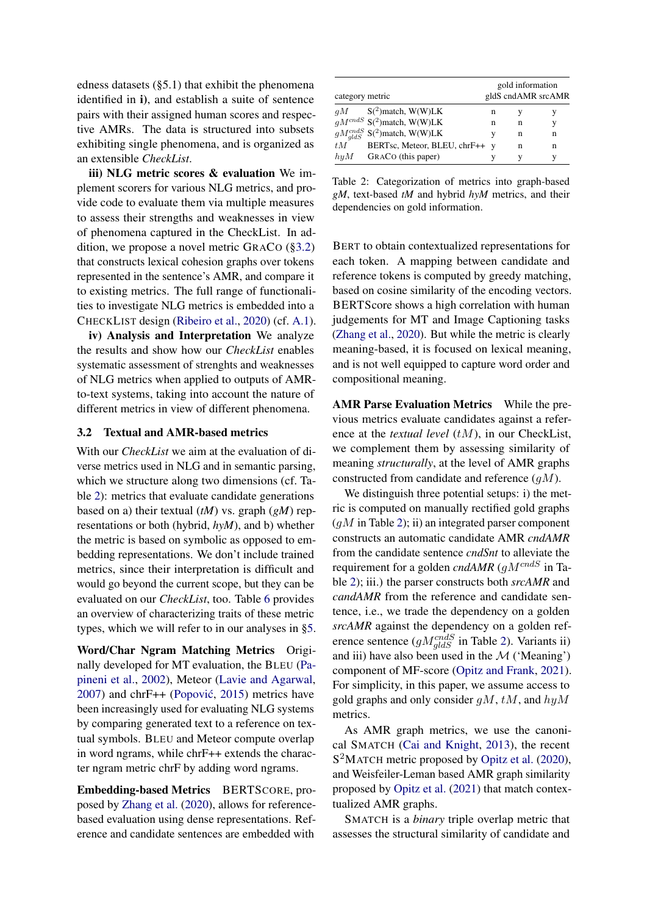edness datasets (§5.1) that exhibit the phenomena identified in **i)**, and establish a suite of sentence pairs with their assigned human scores and respective AMRs. The data is structured into subsets exhibiting single phenomena, and is organized as an extensible *CheckList*.

**iii) NLG metric scores & evaluation** We implement scorers for various NLG metrics, and provide code to evaluate them via multiple measures to assess their strengths and weaknesses in view of phenomena captured in the CheckList. In addition, we propose a novel metric GRACO (§3.2) that constructs lexical cohesion graphs over tokens represented in the sentence's AMR, and compare it to existing metrics. The full range of functionalities to investigate NLG metrics is embedded into a CHECKLIST design (Ribeiro et al., 2020) (cf. A.1).

**iv) Analysis and Interpretation** We analyze the results and show how our *CheckList* enables systematic assessment of strenghts and weaknesses of NLG metrics when applied to outputs of AMR-to-text systems, taking into account the nature of different metrics in view of different phenomena.

### 3.2 Textual and AMR-based metrics

With our *CheckList* we aim at the evaluation of diverse metrics used in NLG and in semantic parsing, which we structure along two dimensions (cf. Table 2): metrics that evaluate candidate generations based on a) their textual (*tM*) vs. graph (*gM*) representations or both (hybrid, *hyM*), and b) whether the metric is based on symbolic as opposed to embedding representations. We don't include trained metrics, since their interpretation is difficult and would go beyond the current scope, but they can be evaluated on our *CheckList*, too. Table 6 provides an overview of characterizing traits of these metric types, which we will refer to in our analyses in §5.

| category | metric | gold information | | |
|---|---|---|---|---|
| | | gldS | cndAMR | srcAMR |
| $gM$ | S(2)match, W(W)LK | n | y | y |
| $gM^{cndS}$ | S(2)match, W(W)LK | n | n | y |
| $gM^{cndS}_{gldS}$ | S(2)match, W(W)LK | y | n | n |
| $tM$ | BERTsc, Meteor, BLEU, chrF++ | y | n | n |
| $hyM$ | GRACO (this paper) | y | y | y |

Table 2: Categorization of metrics into graph-based *gM*, text-based *tM* and hybrid *hyM* metrics, and their dependencies on gold information.

**Word/Char Ngram Matching Metrics** Originally developed for MT evaluation, the BLEU (Papineni et al., 2002), Meteor (Lavie and Agarwal, 2007) and chrF++ (Popović, 2015) metrics have been increasingly used for evaluating NLG systems by comparing generated text to a reference on textual symbols. BLEU and Meteor compute overlap in word ngrams, while chrF++ extends the character ngram metric chrF by adding word ngrams.

**Embedding-based Metrics** BERTSCORE, proposed by Zhang et al. (2020), allows for reference-based evaluation using dense representations. Reference and candidate sentences are embedded with BERT to obtain contextualized representations for each token. A mapping between candidate and reference tokens is computed by greedy matching, based on cosine similarity of the encoding vectors. BERTScore shows a high correlation with human judgements for MT and Image Captioning tasks (Zhang et al., 2020). But while the metric is clearly meaning-based, it is focused on lexical meaning, and is not well equipped to capture word order and compositional meaning.

**AMR Parse Evaluation Metrics** While the previous metrics evaluate candidates against a reference at the *textual level* ($tM$), in our CheckList, we complement them by assessing similarity of meaning *structurally*, at the level of AMR graphs constructed from candidate and reference ($gM$).

We distinguish three potential setups: i) the metric is computed on manually rectified gold graphs ($gM$ in Table 2); ii) an integrated parser component constructs an automatic candidate AMR *cndAMR* from the candidate sentence *cndSnt* to alleviate the requirement for a golden *cndAMR* ($gM^{cndS}$ in Table 2); iii.) the parser constructs both *srcAMR* and *candAMR* from the reference and candidate sentence, i.e., we trade the dependency on a golden *srcAMR* against the dependency on a golden reference sentence ($gM^{cndS}_{gldS}$ in Table 2). Variants ii) and iii) have also been used in the $\mathcal{M}$ ('Meaning') component of MF-score (Opitz and Frank, 2021). For simplicity, in this paper, we assume access to gold graphs and only consider $gM$, $tM$, and $hyM$ metrics.

As AMR graph metrics, we use the canonical SMATCH (Cai and Knight, 2013), the recent S$^2$MATCH metric proposed by Opitz et al. (2020), and Weisfeiler-Leman based AMR graph similarity proposed by Opitz et al. (2021) that match contextualized AMR graphs.

SMATCH is a *binary* triple overlap metric that assesses the structural similarity of candidate and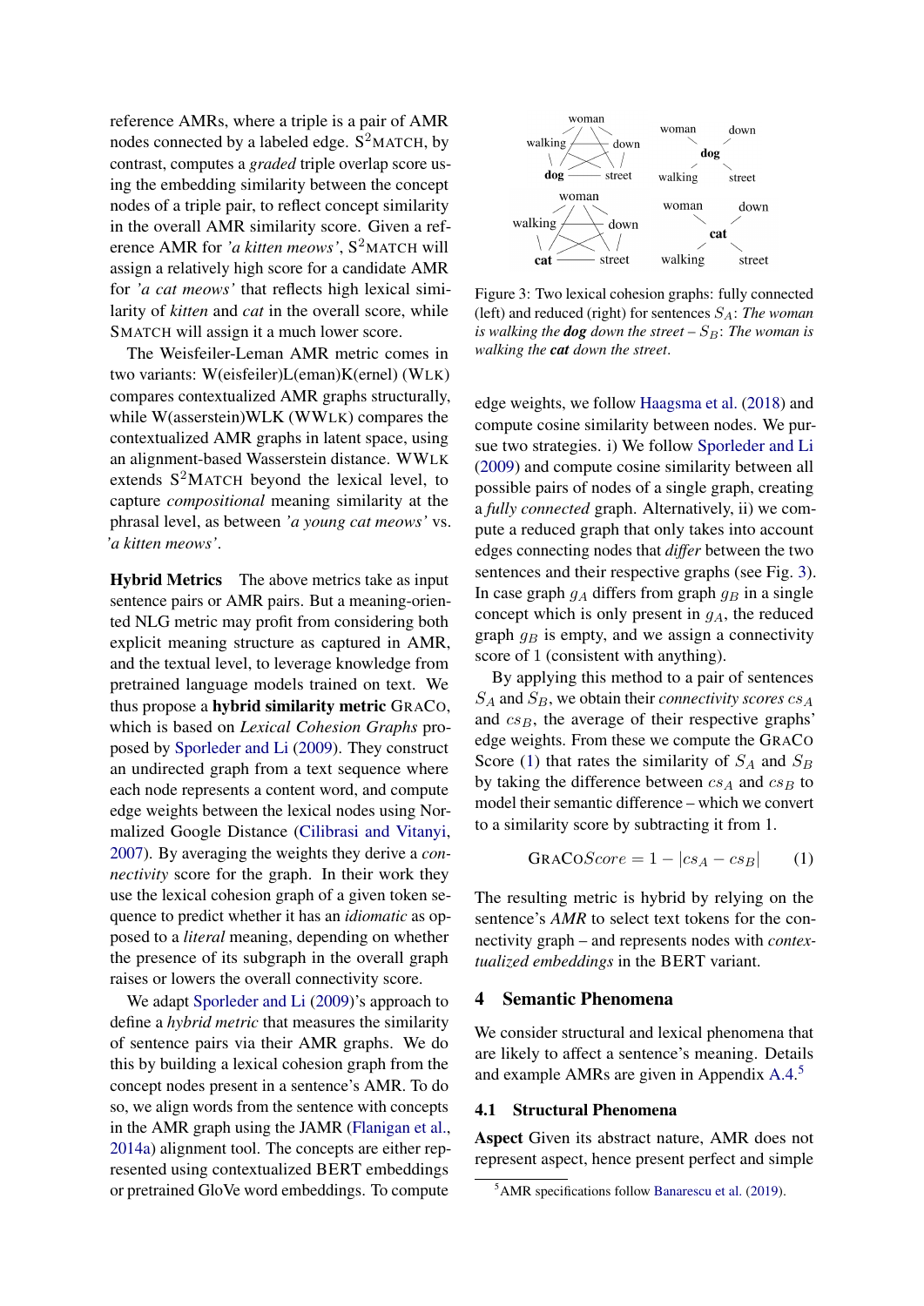reference AMRs, where a triple is a pair of AMR nodes connected by a labeled edge. S$^2$MATCH, by contrast, computes a *graded* triple overlap score using the embedding similarity between the concept nodes of a triple pair, to reflect concept similarity in the overall AMR similarity score. Given a reference AMR for *'a kitten meows'*, S$^2$MATCH will assign a relatively high score for a candidate AMR for *'a cat meows'* that reflects high lexical similarity of *kitten* and *cat* in the overall score, while SMATCH will assign it a much lower score.

The Weisfeiler-Leman AMR metric comes in two variants: W(eisfeiler)L(eman)K(ernel) (WLK) compares contextualized AMR graphs structurally, while W(asserstein)WLK (WWLK) compares the contextualized AMR graphs in latent space, using an alignment-based Wasserstein distance. WWLK extends S$^2$MATCH beyond the lexical level, to capture *compositional* meaning similarity at the phrasal level, as between *'a young cat meows'* vs. *'a kitten meows'*.

**Hybrid Metrics** The above metrics take as input sentence pairs or AMR pairs. But a meaning-oriented NLG metric may profit from considering both explicit meaning structure as captured in AMR, and the textual level, to leverage knowledge from pretrained language models trained on text. We thus propose a **hybrid similarity metric** GRACO, which is based on *Lexical Cohesion Graphs* proposed by Sporleder and Li (2009). They construct an undirected graph from a text sequence where each node represents a content word, and compute edge weights between the lexical nodes using Normalized Google Distance (Cilibrasi and Vitanyi, 2007). By averaging the weights they derive a *connectivity* score for the graph. In their work they use the lexical cohesion graph of a given token sequence to predict whether it has an *idiomatic* as opposed to a *literal* meaning, depending on whether the presence of its subgraph in the overall graph raises or lowers the overall connectivity score.

We adapt Sporleder and Li (2009)'s approach to define a *hybrid metric* that measures the similarity of sentence pairs via their AMR graphs. We do this by building a lexical cohesion graph from the concept nodes present in a sentence's AMR. To do so, we align words from the sentence with concepts in the AMR graph using the JAMR (Flanigan et al., 2014a) alignment tool. The concepts are either represented using contextualized BERT embeddings or pretrained GloVe word embeddings. To compute

Figure 3: Two lexical cohesion graphs: fully connected (left) and reduced (right) for sentences $S_A$: *The woman is walking the* ***dog*** *down the street* – $S_B$: *The woman is walking the* ***cat*** *down the street*.

edge weights, we follow Haagsma et al. (2018) and compute cosine similarity between nodes. We pursue two strategies. i) We follow Sporleder and Li (2009) and compute cosine similarity between all possible pairs of nodes of a single graph, creating a *fully connected* graph. Alternatively, ii) we compute a reduced graph that only takes into account edges connecting nodes that *differ* between the two sentences and their respective graphs (see Fig. 3). In case graph $g_A$ differs from graph $g_B$ in a single concept which is only present in $g_A$, the reduced graph $g_B$ is empty, and we assign a connectivity score of 1 (consistent with anything).

By applying this method to a pair of sentences $S_A$ and $S_B$, we obtain their *connectivity scores* $cs_A$ and $cs_B$, the average of their respective graphs' edge weights. From these we compute the GRACO Score (1) that rates the similarity of $S_A$ and $S_B$ by taking the difference between $cs_A$ and $cs_B$ to model their semantic difference – which we convert to a similarity score by subtracting it from 1.

$$\text{GRACO}Score = 1 - |cs_A - cs_B| \qquad (1)$$

The resulting metric is hybrid by relying on the sentence's *AMR* to select text tokens for the connectivity graph – and represents nodes with *contextualized embeddings* in the BERT variant.

## 4 Semantic Phenomena

We consider structural and lexical phenomena that are likely to affect a sentence's meaning. Details and example AMRs are given in Appendix A.4.[5]

### 4.1 Structural Phenomena

**Aspect** Given its abstract nature, AMR does not represent aspect, hence present perfect and simple

[5] AMR specifications follow Banarescu et al. (2019).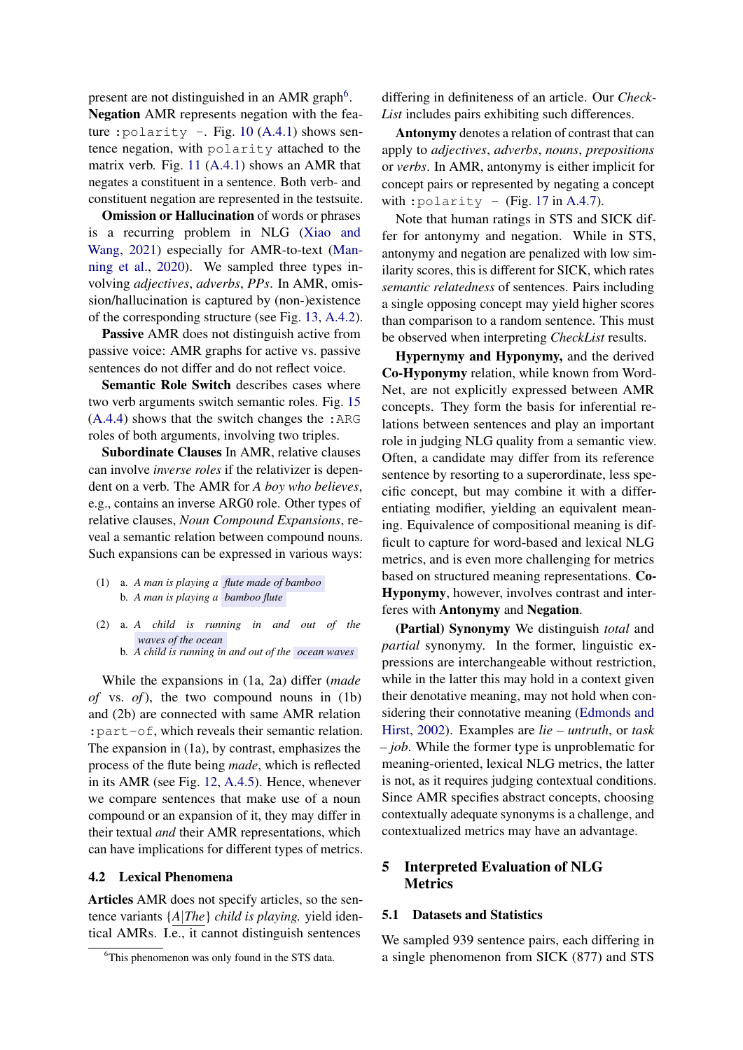present are not distinguished in an AMR graph[6].

**Negation** AMR represents negation with the feature `:polarity -`. Fig. 10 (A.4.1) shows sentence negation, with `polarity` attached to the matrix verb. Fig. 11 (A.4.1) shows an AMR that negates a constituent in a sentence. Both verb- and constituent negation are represented in the testsuite.

**Omission or Hallucination** of words or phrases is a recurring problem in NLG (Xiao and Wang, 2021) especially for AMR-to-text (Manning et al., 2020). We sampled three types involving *adjectives*, *adverbs*, *PPs*. In AMR, omission/hallucination is captured by (non-)existence of the corresponding structure (see Fig. 13, A.4.2).

**Passive** AMR does not distinguish active from passive voice: AMR graphs for active vs. passive sentences do not differ and do not reflect voice.

**Semantic Role Switch** describes cases where two verb arguments switch semantic roles. Fig. 15 (A.4.4) shows that the switch changes the `:ARG` roles of both arguments, involving two triples.

**Subordinate Clauses** In AMR, relative clauses can involve *inverse roles* if the relativizer is dependent on a verb. The AMR for *A boy who believes*, e.g., contains an inverse ARG0 role. Other types of relative clauses, *Noun Compound Expansions*, reveal a semantic relation between compound nouns. Such expansions can be expressed in various ways:

(1) a. *A man is playing a flute made of bamboo*
    b. *A man is playing a bamboo flute*

(2) a. *A child is running in and out of the waves of the ocean*
    b. *A child is running in and out of the ocean waves*

While the expansions in (1a, 2a) differ (*made of* vs. *of*), the two compound nouns in (1b) and (2b) are connected with same AMR relation `:part-of`, which reveals their semantic relation. The expansion in (1a), by contrast, emphasizes the process of the flute being *made*, which is reflected in its AMR (see Fig. 12, A.4.5). Hence, whenever we compare sentences that make use of a noun compound or an expansion of it, they may differ in their textual *and* their AMR representations, which can have implications for different types of metrics.

### 4.2 Lexical Phenomena

**Articles** AMR does not specify articles, so the sentence variants {*A*|*The*} *child is playing.* yield identical AMRs. I.e., it cannot distinguish sentences differing in definiteness of an article. Our *CheckList* includes pairs exhibiting such differences.

**Antonymy** denotes a relation of contrast that can apply to *adjectives*, *adverbs*, *nouns*, *prepositions* or *verbs*. In AMR, antonymy is either implicit for concept pairs or represented by negating a concept with `:polarity -` (Fig. 17 in A.4.7).

Note that human ratings in STS and SICK differ for antonymy and negation. While in STS, antonymy and negation are penalized with low similarity scores, this is different for SICK, which rates *semantic relatedness* of sentences. Pairs including a single opposing concept may yield higher scores than comparison to a random sentence. This must be observed when interpreting *CheckList* results.

**Hypernymy and Hyponymy,** and the derived **Co-Hyponymy** relation, while known from WordNet, are not explicitly expressed between AMR concepts. They form the basis for inferential relations between sentences and play an important role in judging NLG quality from a semantic view. Often, a candidate may differ from its reference sentence by resorting to a superordinate, less specific concept, but may combine it with a differentiating modifier, yielding an equivalent meaning. Equivalence of compositional meaning is difficult to capture for word-based and lexical NLG metrics, and is even more challenging for metrics based on structured meaning representations. **Co-Hyponymy**, however, involves contrast and interferes with **Antonymy** and **Negation**.

**(Partial) Synonymy** We distinguish *total* and *partial* synonymy. In the former, linguistic expressions are interchangeable without restriction, while in the latter this may hold in a context given their denotative meaning, may not hold when considering their connotative meaning (Edmonds and Hirst, 2002). Examples are *lie* – *untruth*, or *task* – *job*. While the former type is unproblematic for meaning-oriented, lexical NLG metrics, the latter is not, as it requires judging contextual conditions. Since AMR specifies abstract concepts, choosing contextually adequate synonyms is a challenge, and contextualized metrics may have an advantage.

## 5 Interpreted Evaluation of NLG Metrics

### 5.1 Datasets and Statistics

We sampled 939 sentence pairs, each differing in a single phenomenon from SICK (877) and STS

[6]This phenomenon was only found in the STS data.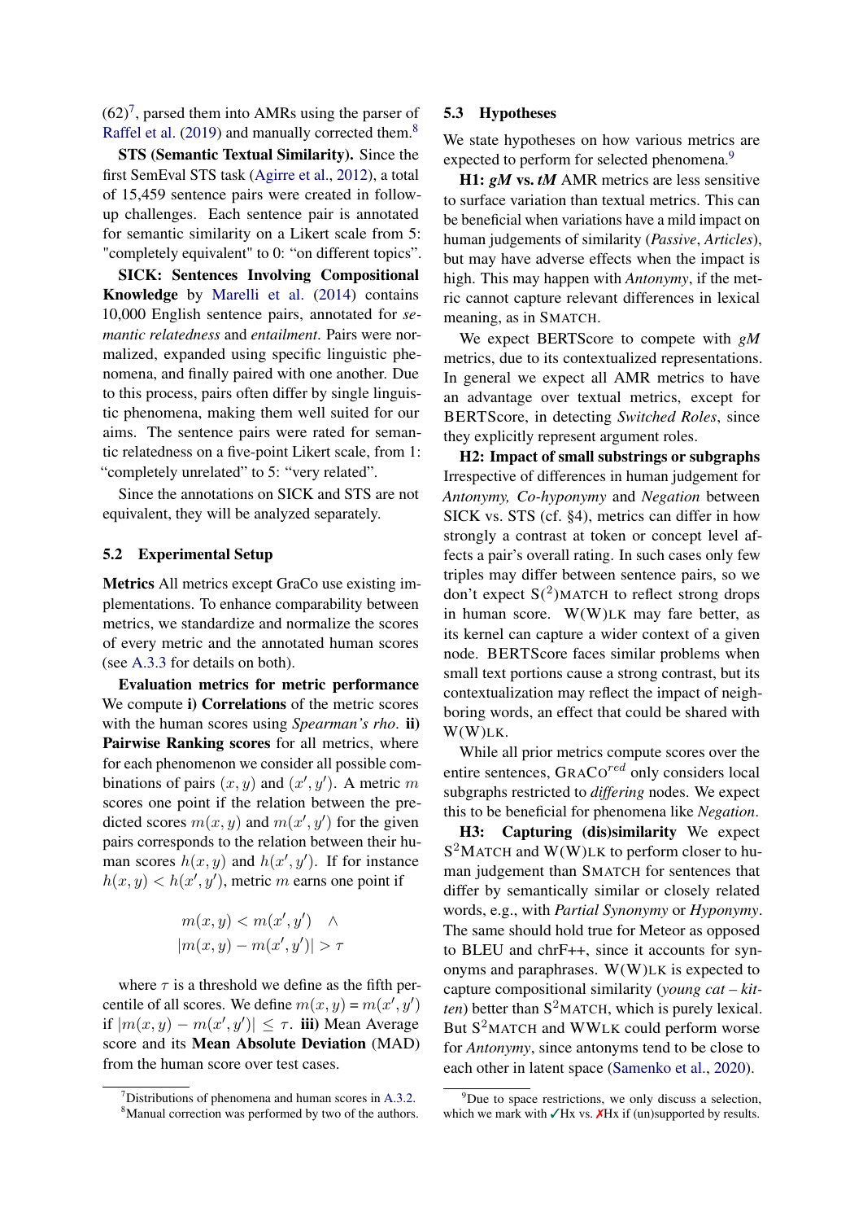(62)[7], parsed them into AMRs using the parser of Raffel et al. (2019) and manually corrected them.[8]

**STS (Semantic Textual Similarity).** Since the first SemEval STS task (Agirre et al., 2012), a total of 15,459 sentence pairs were created in follow-up challenges. Each sentence pair is annotated for semantic similarity on a Likert scale from 5: "completely equivalent" to 0: "on different topics".

**SICK: Sentences Involving Compositional Knowledge** by Marelli et al. (2014) contains 10,000 English sentence pairs, annotated for *semantic relatedness* and *entailment*. Pairs were normalized, expanded using specific linguistic phenomena, and finally paired with one another. Due to this process, pairs often differ by single linguistic phenomena, making them well suited for our aims. The sentence pairs were rated for semantic relatedness on a five-point Likert scale, from 1: "completely unrelated" to 5: "very related".

Since the annotations on SICK and STS are not equivalent, they will be analyzed separately.

### 5.2 Experimental Setup

**Metrics** All metrics except GraCo use existing implementations. To enhance comparability between metrics, we standardize and normalize the scores of every metric and the annotated human scores (see A.3.3 for details on both).

**Evaluation metrics for metric performance** We compute **i) Correlations** of the metric scores with the human scores using *Spearman's rho*. **ii) Pairwise Ranking scores** for all metrics, where for each phenomenon we consider all possible combinations of pairs $(x, y)$ and $(x', y')$. A metric $m$ scores one point if the relation between the predicted scores $m(x, y)$ and $m(x', y')$ for the given pairs corresponds to the relation between their human scores $h(x, y)$ and $h(x', y')$. If for instance $h(x, y) < h(x', y')$, metric $m$ earns one point if

$$m(x, y) < m(x', y') \quad \wedge$$
$$|m(x, y) - m(x', y')| > \tau$$

where $\tau$ is a threshold we define as the fifth percentile of all scores. We define $m(x, y) = m(x', y')$ if $|m(x, y) - m(x', y')| \leq \tau$. **iii)** Mean Average score and its **Mean Absolute Deviation** (MAD) from the human score over test cases.

### 5.3 Hypotheses

We state hypotheses on how various metrics are expected to perform for selected phenomena.[9]

**H1: *gM* vs. *tM*** AMR metrics are less sensitive to surface variation than textual metrics. This can be beneficial when variations have a mild impact on human judgements of similarity (*Passive*, *Articles*), but may have adverse effects when the impact is high. This may happen with *Antonymy*, if the metric cannot capture relevant differences in lexical meaning, as in SMATCH.

We expect BERTScore to compete with *gM* metrics, due to its contextualized representations. In general we expect all AMR metrics to have an advantage over textual metrics, except for BERTScore, in detecting *Switched Roles*, since they explicitly represent argument roles.

**H2: Impact of small substrings or subgraphs** Irrespective of differences in human judgement for *Antonymy, Co-hyponymy* and *Negation* between SICK vs. STS (cf. §4), metrics can differ in how strongly a contrast at token or concept level affects a pair's overall rating. In such cases only few triples may differ between sentence pairs, so we don't expect S($^2$)MATCH to reflect strong drops in human score. W(W)LK may fare better, as its kernel can capture a wider context of a given node. BERTScore faces similar problems when small text portions cause a strong contrast, but its contextualization may reflect the impact of neighboring words, an effect that could be shared with W(W)LK.

While all prior metrics compute scores over the entire sentences, GRACO$^{red}$ only considers local subgraphs restricted to *differing* nodes. We expect this to be beneficial for phenomena like *Negation*.

**H3: Capturing (dis)similarity** We expect S$^2$MATCH and W(W)LK to perform closer to human judgement than SMATCH for sentences that differ by semantically similar or closely related words, e.g., with *Partial Synonymy* or *Hyponymy*. The same should hold true for Meteor as opposed to BLEU and chrF++, since it accounts for synonyms and paraphrases. W(W)LK is expected to capture compositional similarity (*young cat – kitten*) better than S$^2$MATCH, which is purely lexical. But S$^2$MATCH and WWLK could perform worse for *Antonymy*, since antonyms tend to be close to each other in latent space (Samenko et al., 2020).

[7] Distributions of phenomena and human scores in A.3.2.

[8] Manual correction was performed by two of the authors.

[9] Due to space restrictions, we only discuss a selection, which we mark with ✓Hx vs. ✗Hx if (un)supported by results.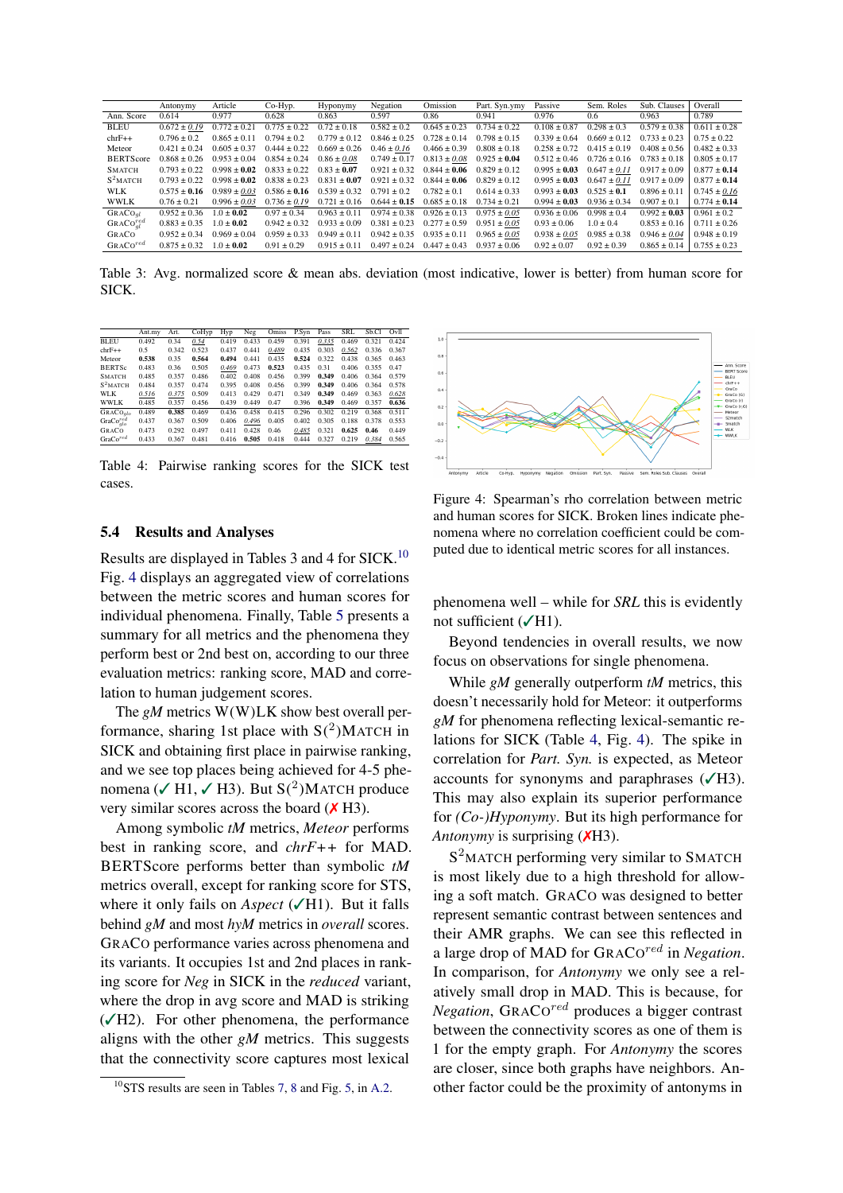| | Antonymy | Article | Co-Hyp. | Hyponymy | Negation | Omission | Part. Syn.ymy | Passive | Sem. Roles | Sub. Clauses | Overall |
|---|---|---|---|---|---|---|---|---|---|---|---|
| Ann. Score | 0.614 | 0.977 | 0.628 | 0.863 | 0.597 | 0.86 | 0.941 | 0.976 | 0.6 | 0.963 | 0.789 |
| BLEU | 0.672 ± <u>*0.19*</u> | 0.772 ± 0.21 | 0.775 ± 0.22 | 0.72 ± 0.18 | 0.582 ± 0.2 | 0.645 ± 0.23 | 0.734 ± 0.22 | 0.108 ± 0.87 | 0.298 ± 0.3 | 0.579 ± 0.38 | 0.611 ± 0.28 |
| chrF++ | 0.796 ± 0.2 | 0.865 ± 0.11 | 0.794 ± 0.2 | 0.779 ± 0.12 | 0.846 ± 0.25 | 0.728 ± 0.14 | 0.798 ± 0.15 | 0.339 ± 0.64 | 0.669 ± 0.12 | 0.733 ± 0.23 | 0.75 ± 0.22 |
| Meteor | 0.421 ± 0.24 | 0.605 ± 0.37 | 0.444 ± 0.22 | 0.669 ± 0.26 | 0.46 ± <u>*0.16*</u> | 0.466 ± 0.39 | 0.808 ± 0.18 | 0.258 ± 0.72 | 0.415 ± 0.19 | 0.408 ± 0.56 | 0.482 ± 0.33 |
| BERTScore | 0.868 ± 0.26 | 0.953 ± 0.04 | 0.854 ± 0.24 | 0.86 ± <u>*0.08*</u> | 0.749 ± 0.17 | 0.813 ± <u>*0.08*</u> | 0.925 ± **0.04** | 0.512 ± 0.46 | 0.726 ± 0.16 | 0.783 ± 0.18 | 0.805 ± 0.17 |
| SMATCH | 0.793 ± 0.22 | 0.998 ± **0.02** | 0.833 ± 0.22 | 0.83 ± **0.07** | 0.921 ± 0.32 | 0.844 ± **0.06** | 0.829 ± 0.12 | 0.995 ± **0.03** | 0.647 ± <u>*0.11*</u> | 0.917 ± 0.09 | 0.877 ± **0.14** |
| $S^2$MATCH | 0.793 ± 0.22 | 0.998 ± **0.02** | 0.838 ± 0.23 | 0.831 ± **0.07** | 0.921 ± 0.32 | 0.844 ± **0.06** | 0.829 ± 0.12 | 0.995 ± **0.03** | 0.647 ± <u>*0.11*</u> | 0.917 ± 0.09 | 0.877 ± **0.14** |
| WLK | 0.575 ± **0.16** | 0.989 ± <u>*0.03*</u> | 0.586 ± **0.16** | 0.539 ± 0.32 | 0.791 ± 0.2 | 0.782 ± 0.1 | 0.614 ± 0.33 | 0.993 ± **0.03** | 0.525 ± **0.1** | 0.896 ± 0.11 | 0.745 ± <u>*0.16*</u> |
| WWLK | 0.76 ± 0.21 | 0.996 ± <u>*0.03*</u> | 0.736 ± <u>*0.19*</u> | 0.721 ± 0.16 | 0.644 ± **0.15** | 0.685 ± 0.18 | 0.734 ± 0.21 | 0.994 ± **0.03** | 0.936 ± 0.34 | 0.907 ± 0.1 | 0.774 ± **0.14** |
| GRACO$_{gl}$ | 0.952 ± 0.36 | 1.0 ± **0.02** | 0.97 ± 0.34 | 0.963 ± 0.11 | 0.974 ± 0.38 | 0.926 ± 0.13 | 0.975 ± <u>*0.05*</u> | 0.936 ± 0.06 | 0.998 ± 0.4 | 0.992 ± **0.03** | 0.961 ± 0.2 |
| GRACO$_{gl}^{red}$ | 0.883 ± 0.35 | 1.0 ± **0.02** | 0.942 ± 0.32 | 0.933 ± 0.09 | 0.381 ± 0.23 | 0.277 ± 0.59 | 0.951 ± <u>*0.05*</u> | 0.93 ± 0.06 | 1.0 ± 0.4 | 0.853 ± 0.16 | 0.711 ± 0.26 |
| GRACO | 0.952 ± 0.34 | 0.969 ± 0.04 | 0.959 ± 0.33 | 0.949 ± 0.11 | 0.942 ± 0.35 | 0.935 ± 0.11 | 0.965 ± <u>*0.05*</u> | 0.938 ± <u>*0.05*</u> | 0.985 ± 0.38 | 0.946 ± <u>*0.04*</u> | 0.948 ± 0.19 |
| GRACO$^{red}$ | 0.875 ± 0.32 | 1.0 ± **0.02** | 0.91 ± 0.29 | 0.915 ± 0.11 | 0.497 ± 0.24 | 0.447 ± 0.43 | 0.937 ± 0.06 | 0.92 ± 0.07 | 0.92 ± 0.39 | 0.865 ± 0.14 | 0.755 ± 0.23 |

Table 3: Avg. normalized score & mean abs. deviation (most indicative, lower is better) from human score for SICK.

| | Ant.my | Art. | CoHyp | Hyp | Neg | Omiss | P.Syn | Pass | SRL | Sb.Cl | Ovll |
|---|---|---|---|---|---|---|---|---|---|---|---|
| BLEU | 0.492 | 0.34 | <u>*0.54*</u> | 0.419 | 0.433 | 0.459 | 0.391 | <u>*0.335*</u> | 0.469 | 0.321 | 0.424 |
| chrF++ | 0.5 | 0.342 | 0.523 | 0.437 | 0.441 | <u>*0.489*</u> | 0.435 | 0.303 | <u>*0.562*</u> | 0.336 | 0.367 |
| Meteor | **0.538** | 0.35 | **0.564** | **0.494** | 0.441 | 0.435 | **0.524** | 0.322 | 0.438 | 0.345 | 0.463 |
| BERTSc | 0.483 | 0.36 | 0.505 | <u>*0.469*</u> | 0.473 | **0.523** | 0.435 | 0.31 | 0.406 | 0.355 | 0.47 |
| SMATCH | 0.484 | 0.357 | 0.474 | 0.402 | 0.408 | 0.456 | 0.399 | **0.349** | 0.406 | 0.364 | 0.579 |
| $S^2$MATCH | 0.484 | 0.357 | 0.474 | 0.395 | 0.408 | 0.456 | 0.399 | **0.349** | 0.406 | 0.364 | 0.578 |
| WLK | <u>*0.516*</u> | <u>*0.375*</u> | 0.509 | 0.413 | 0.429 | 0.471 | 0.349 | **0.349** | 0.469 | 0.363 | <u>*0.628*</u> |
| WWLK | 0.485 | 0.357 | 0.456 | 0.439 | 0.449 | 0.47 | 0.396 | **0.349** | 0.469 | 0.357 | **0.636** |
| GRACO$_{glo}$ | 0.489 | **0.385** | 0.469 | 0.436 | 0.458 | 0.415 | 0.296 | 0.302 | 0.219 | 0.368 | 0.511 |
| GRACO$_{glo}^{red}$ | 0.437 | 0.367 | 0.509 | 0.406 | <u>*0.496*</u> | 0.405 | 0.402 | 0.305 | 0.188 | 0.378 | 0.553 |
| GRACO | 0.473 | 0.292 | 0.497 | 0.411 | 0.428 | 0.46 | <u>*0.485*</u> | 0.321 | **0.625** | **0.46** | 0.449 |
| GraCo$^{red}$ | 0.433 | 0.367 | 0.481 | 0.416 | **0.505** | 0.418 | 0.444 | 0.327 | 0.219 | <u>*0.384*</u> | 0.565 |

Table 4: Pairwise ranking scores for the SICK test cases.

Figure 4: Spearman's rho correlation between metric and human scores for SICK. Broken lines indicate phenomena where no correlation coefficient could be computed due to identical metric scores for all instances.

## 5.4 Results and Analyses

Results are displayed in Tables 3 and 4 for SICK.[10] Fig. 4 displays an aggregated view of correlations between the metric scores and human scores for individual phenomena. Finally, Table 5 presents a summary for all metrics and the phenomena they perform best or 2nd best on, according to our three evaluation metrics: ranking score, MAD and correlation to human judgement scores.

The *gM* metrics W(W)LK show best overall performance, sharing 1st place with $S(^2)$MATCH in SICK and obtaining first place in pairwise ranking, and we see top places being achieved for 4-5 phenomena (✓ H1, ✓ H3). But $S(^2)$MATCH produce very similar scores across the board (✗ H3).

Among symbolic *tM* metrics, *Meteor* performs best in ranking score, and *chrF++* for MAD. BERTScore performs better than symbolic *tM* metrics overall, except for ranking score for STS, where it only fails on *Aspect* (✓H1). But it falls behind *gM* and most *hyM* metrics in *overall* scores. GRACO performance varies across phenomena and its variants. It occupies 1st and 2nd places in ranking score for *Neg* in SICK in the *reduced* variant, where the drop in avg score and MAD is striking (✓H2). For other phenomena, the performance aligns with the other *gM* metrics. This suggests that the connectivity score captures most lexical phenomena well – while for *SRL* this is evidently not sufficient (✓H1).

Beyond tendencies in overall results, we now focus on observations for single phenomena.

While *gM* generally outperform *tM* metrics, this doesn't necessarily hold for Meteor: it outperforms *gM* for phenomena reflecting lexical-semantic relations for SICK (Table 4, Fig. 4). The spike in correlation for *Part. Syn.* is expected, as Meteor accounts for synonyms and paraphrases (✓H3). This may also explain its superior performance for *(Co-)Hyponymy*. But its high performance for *Antonymy* is surprising (✗H3).

$S^2$MATCH performing very similar to SMATCH is most likely due to a high threshold for allowing a soft match. GRACO was designed to better represent semantic contrast between sentences and their AMR graphs. We can see this reflected in a large drop of MAD for GRACO$^{red}$ in *Negation*. In comparison, for *Antonymy* we only see a relatively small drop in MAD. This is because, for *Negation*, GRACO$^{red}$ produces a bigger contrast between the connectivity scores as one of them is 1 for the empty graph. For *Antonymy* the scores are closer, since both graphs have neighbors. Another factor could be the proximity of antonyms in

[10] STS results are seen in Tables 7, 8 and Fig. 5, in A.2.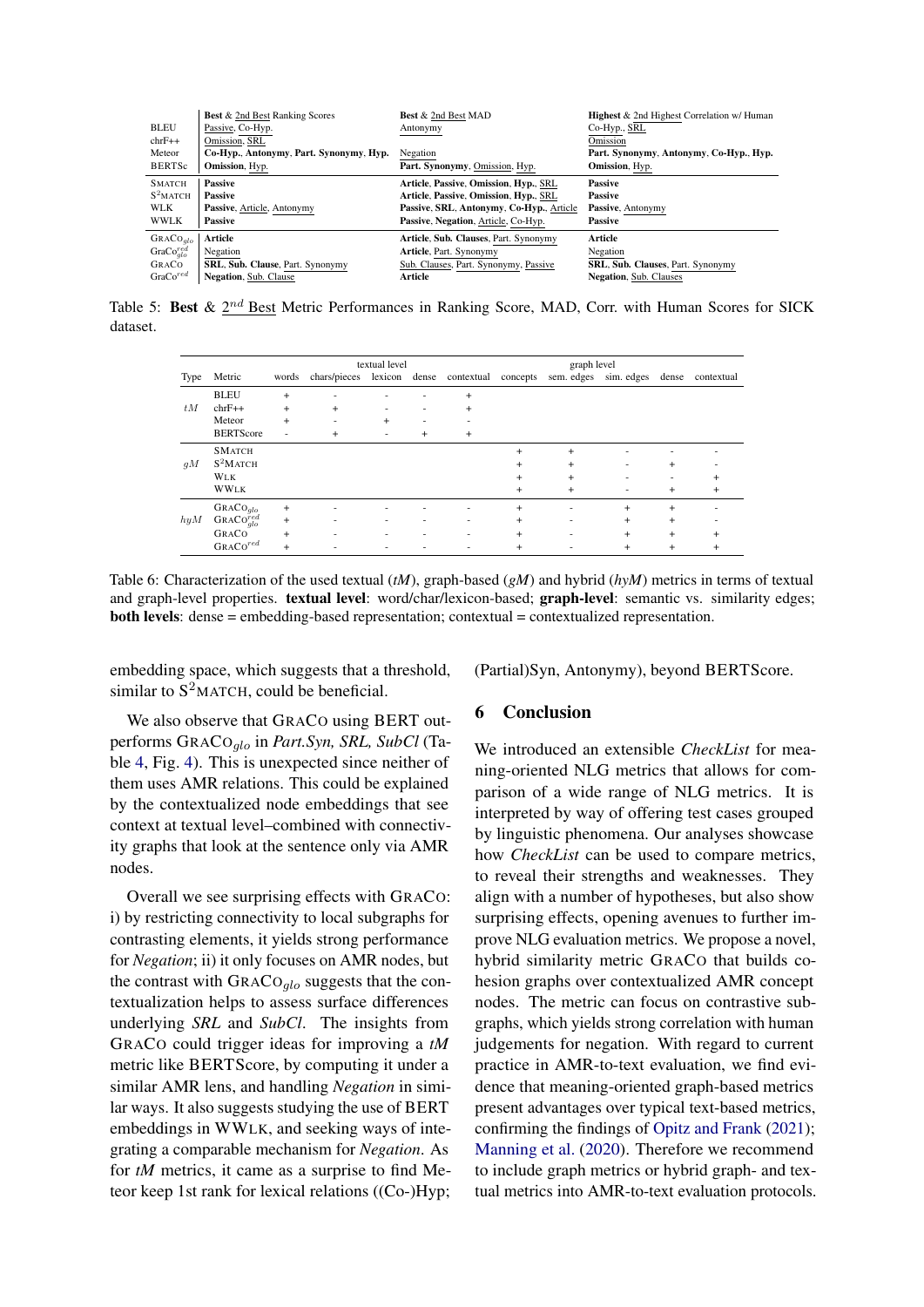| | **Best** & 2nd Best Ranking Scores | **Best** & 2nd Best MAD | **Highest** & 2nd Highest Correlation w/ Human |
|---|---|---|---|
| BLEU | Passive, Co-Hyp. | Antonymy | Co-Hyp., SRL |
| chrF++ | Omission, SRL | | Omission |
| Meteor | **Co-Hyp.**, **Antonymy**, **Part. Synonymy**, **Hyp.** | Negation | **Part. Synonymy**, **Antonymy**, **Co-Hyp.**, **Hyp.** |
| BERTSc | **Omission**, Hyp. | **Part. Synonymy**, Omission, Hyp. | **Omission**, Hyp. |
| SMATCH | **Passive** | **Article**, **Passive**, **Omission**, **Hyp.**, SRL | **Passive** |
| $S^2$MATCH | **Passive** | **Article**, **Passive**, **Omission**, **Hyp.**, SRL | **Passive** |
| WLK | **Passive**, Article, Antonymy | **Passive**, **SRL**, **Antonymy**, **Co-Hyp.**, Article | **Passive**, Antonymy |
| WWLK | **Passive** | **Passive**, **Negation**, Article, Co-Hyp. | **Passive** |
| $\text{GRACO}_{glo}$ | **Article** | **Article**, **Sub. Clauses**, Part. Synonymy | **Article** |
| $\text{GraCo}^{red}_{glo}$ | Negation | **Article**, Part. Synonymy | Negation |
| GRACO | **SRL**, **Sub. Clause**, Part. Synonymy | Sub. Clauses, Part. Synonymy, Passive | **SRL**, **Sub. Clauses**, Part. Synonymy |
| $\text{GraCo}^{red}$ | **Negation**, Sub. Clause | **Article** | **Negation**, Sub. Clauses |

Table 5: **Best** & $2^{nd}$ Best Metric Performances in Ranking Score, MAD, Corr. with Human Scores for SICK dataset.

| Type | Metric | textual level: words | chars/pieces | lexicon | dense | contextual | graph level: concepts | sem. edges | sim. edges | dense | contextual |
|---|---|---|---|---|---|---|---|---|---|---|---|
| $tM$ | BLEU | + | - | - | - | + | | | | | |
| | chrF++ | + | + | - | - | + | | | | | |
| | Meteor | + | - | + | - | - | | | | | |
| | BERTScore | - | + | - | + | + | | | | | |
| $gM$ | SMATCH | | | | | | + | + | - | - | - |
| | $S^2$MATCH | | | | | | + | + | - | + | - |
| | WLK | | | | | | + | + | - | - | + |
| | WWLK | | | | | | + | + | - | + | + |
| $hyM$ | $\text{GRACO}_{glo}$ | + | - | - | - | - | + | - | + | + | - |
| | $\text{GRACO}^{red}_{glo}$ | + | - | - | - | - | + | - | + | + | - |
| | GRACO | + | - | - | - | - | + | - | + | + | + |
| | $\text{GRACO}^{red}$ | + | - | - | - | - | + | - | + | + | + |

Table 6: Characterization of the used textual (*tM*), graph-based (*gM*) and hybrid (*hyM*) metrics in terms of textual and graph-level properties. **textual level**: word/char/lexicon-based; **graph-level**: semantic vs. similarity edges; **both levels**: dense = embedding-based representation; contextual = contextualized representation.

embedding space, which suggests that a threshold, similar to $S^2$MATCH, could be beneficial.

We also observe that GRACO using BERT outperforms $\text{GRACO}_{glo}$ in *Part.Syn, SRL, SubCl* (Table 4, Fig. 4). This is unexpected since neither of them uses AMR relations. This could be explained by the contextualized node embeddings that see context at textual level–combined with connectivity graphs that look at the sentence only via AMR nodes.

Overall we see surprising effects with GRACO: i) by restricting connectivity to local subgraphs for contrasting elements, it yields strong performance for *Negation*; ii) it only focuses on AMR nodes, but the contrast with $\text{GRACO}_{glo}$ suggests that the contextualization helps to assess surface differences underlying *SRL* and *SubCl*. The insights from GRACO could trigger ideas for improving a *tM* metric like BERTScore, by computing it under a similar AMR lens, and handling *Negation* in similar ways. It also suggests studying the use of BERT embeddings in WWLK, and seeking ways of integrating a comparable mechanism for *Negation*. As for *tM* metrics, it came as a surprise to find Meteor keep 1st rank for lexical relations ((Co-)Hyp; (Partial)Syn, Antonymy), beyond BERTScore.

## 6 Conclusion

We introduced an extensible *CheckList* for meaning-oriented NLG metrics that allows for comparison of a wide range of NLG metrics. It is interpreted by way of offering test cases grouped by linguistic phenomena. Our analyses showcase how *CheckList* can be used to compare metrics, to reveal their strengths and weaknesses. They align with a number of hypotheses, but also show surprising effects, opening avenues to further improve NLG evaluation metrics. We propose a novel, hybrid similarity metric GRACO that builds cohesion graphs over contextualized AMR concept nodes. The metric can focus on contrastive subgraphs, which yields strong correlation with human judgements for negation. With regard to current practice in AMR-to-text evaluation, we find evidence that meaning-oriented graph-based metrics present advantages over typical text-based metrics, confirming the findings of Opitz and Frank (2021); Manning et al. (2020). Therefore we recommend to include graph metrics or hybrid graph- and textual metrics into AMR-to-text evaluation protocols.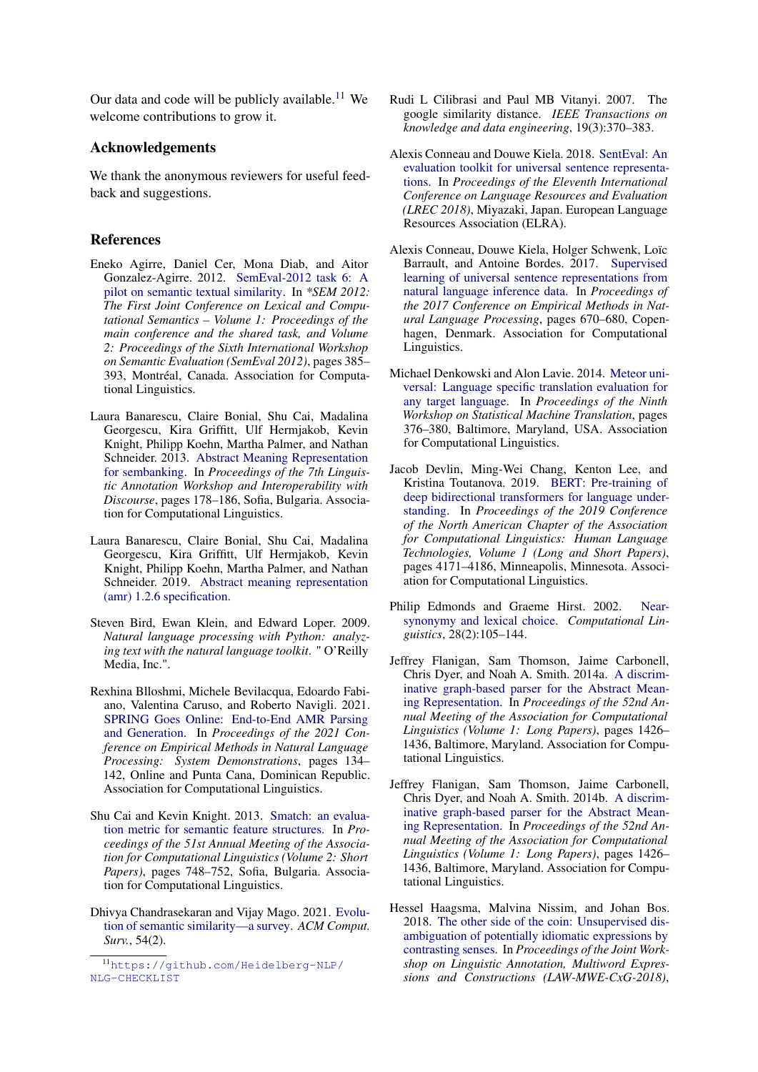Our data and code will be publicly available.[11] We welcome contributions to grow it.

## Acknowledgements

We thank the anonymous reviewers for useful feedback and suggestions.

## References

Eneko Agirre, Daniel Cer, Mona Diab, and Aitor Gonzalez-Agirre. 2012. SemEval-2012 task 6: A pilot on semantic textual similarity. In *\*SEM 2012: The First Joint Conference on Lexical and Computational Semantics – Volume 1: Proceedings of the main conference and the shared task, and Volume 2: Proceedings of the Sixth International Workshop on Semantic Evaluation (SemEval 2012)*, pages 385–393, Montréal, Canada. Association for Computational Linguistics.

Laura Banarescu, Claire Bonial, Shu Cai, Madalina Georgescu, Kira Griffitt, Ulf Hermjakob, Kevin Knight, Philipp Koehn, Martha Palmer, and Nathan Schneider. 2013. Abstract Meaning Representation for sembanking. In *Proceedings of the 7th Linguistic Annotation Workshop and Interoperability with Discourse*, pages 178–186, Sofia, Bulgaria. Association for Computational Linguistics.

Laura Banarescu, Claire Bonial, Shu Cai, Madalina Georgescu, Kira Griffitt, Ulf Hermjakob, Kevin Knight, Philipp Koehn, Martha Palmer, and Nathan Schneider. 2019. Abstract meaning representation (amr) 1.2.6 specification.

Steven Bird, Ewan Klein, and Edward Loper. 2009. *Natural language processing with Python: analyzing text with the natural language toolkit*. " O'Reilly Media, Inc.".

Rexhina Blloshmi, Michele Bevilacqua, Edoardo Fabiano, Valentina Caruso, and Roberto Navigli. 2021. SPRING Goes Online: End-to-End AMR Parsing and Generation. In *Proceedings of the 2021 Conference on Empirical Methods in Natural Language Processing: System Demonstrations*, pages 134–142, Online and Punta Cana, Dominican Republic. Association for Computational Linguistics.

Shu Cai and Kevin Knight. 2013. Smatch: an evaluation metric for semantic feature structures. In *Proceedings of the 51st Annual Meeting of the Association for Computational Linguistics (Volume 2: Short Papers)*, pages 748–752, Sofia, Bulgaria. Association for Computational Linguistics.

Dhivya Chandrasekaran and Vijay Mago. 2021. Evolution of semantic similarity—a survey. *ACM Comput. Surv.*, 54(2).

Rudi L Cilibrasi and Paul MB Vitanyi. 2007. The google similarity distance. *IEEE Transactions on knowledge and data engineering*, 19(3):370–383.

Alexis Conneau and Douwe Kiela. 2018. SentEval: An evaluation toolkit for universal sentence representations. In *Proceedings of the Eleventh International Conference on Language Resources and Evaluation (LREC 2018)*, Miyazaki, Japan. European Language Resources Association (ELRA).

Alexis Conneau, Douwe Kiela, Holger Schwenk, Loïc Barrault, and Antoine Bordes. 2017. Supervised learning of universal sentence representations from natural language inference data. In *Proceedings of the 2017 Conference on Empirical Methods in Natural Language Processing*, pages 670–680, Copenhagen, Denmark. Association for Computational Linguistics.

Michael Denkowski and Alon Lavie. 2014. Meteor universal: Language specific translation evaluation for any target language. In *Proceedings of the Ninth Workshop on Statistical Machine Translation*, pages 376–380, Baltimore, Maryland, USA. Association for Computational Linguistics.

Jacob Devlin, Ming-Wei Chang, Kenton Lee, and Kristina Toutanova. 2019. BERT: Pre-training of deep bidirectional transformers for language understanding. In *Proceedings of the 2019 Conference of the North American Chapter of the Association for Computational Linguistics: Human Language Technologies, Volume 1 (Long and Short Papers)*, pages 4171–4186, Minneapolis, Minnesota. Association for Computational Linguistics.

Philip Edmonds and Graeme Hirst. 2002. Near-synonymy and lexical choice. *Computational Linguistics*, 28(2):105–144.

Jeffrey Flanigan, Sam Thomson, Jaime Carbonell, Chris Dyer, and Noah A. Smith. 2014a. A discriminative graph-based parser for the Abstract Meaning Representation. In *Proceedings of the 52nd Annual Meeting of the Association for Computational Linguistics (Volume 1: Long Papers)*, pages 1426–1436, Baltimore, Maryland. Association for Computational Linguistics.

Jeffrey Flanigan, Sam Thomson, Jaime Carbonell, Chris Dyer, and Noah A. Smith. 2014b. A discriminative graph-based parser for the Abstract Meaning Representation. In *Proceedings of the 52nd Annual Meeting of the Association for Computational Linguistics (Volume 1: Long Papers)*, pages 1426–1436, Baltimore, Maryland. Association for Computational Linguistics.

Hessel Haagsma, Malvina Nissim, and Johan Bos. 2018. The other side of the coin: Unsupervised disambiguation of potentially idiomatic expressions by contrasting senses. In *Proceedings of the Joint Workshop on Linguistic Annotation, Multiword Expressions and Constructions (LAW-MWE-CxG-2018)*,

[11] https://github.com/Heidelberg-NLP/NLG-CHECKLIST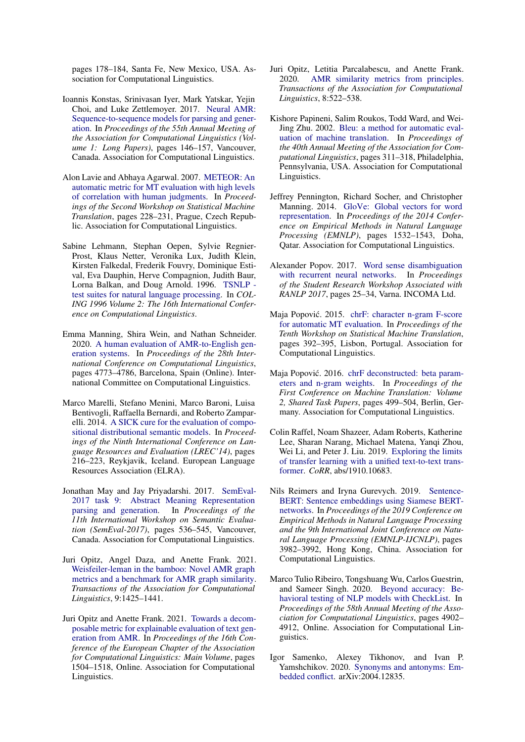pages 178–184, Santa Fe, New Mexico, USA. Association for Computational Linguistics.

Ioannis Konstas, Srinivasan Iyer, Mark Yatskar, Yejin Choi, and Luke Zettlemoyer. 2017. Neural AMR: Sequence-to-sequence models for parsing and generation. In *Proceedings of the 55th Annual Meeting of the Association for Computational Linguistics (Volume 1: Long Papers)*, pages 146–157, Vancouver, Canada. Association for Computational Linguistics.

Alon Lavie and Abhaya Agarwal. 2007. METEOR: An automatic metric for MT evaluation with high levels of correlation with human judgments. In *Proceedings of the Second Workshop on Statistical Machine Translation*, pages 228–231, Prague, Czech Republic. Association for Computational Linguistics.

Sabine Lehmann, Stephan Oepen, Sylvie Regnier-Prost, Klaus Netter, Veronika Lux, Judith Klein, Kirsten Falkedal, Frederik Fouvry, Dominique Estival, Eva Dauphin, Herve Compagnion, Judith Baur, Lorna Balkan, and Doug Arnold. 1996. TSNLP - test suites for natural language processing. In *COLING 1996 Volume 2: The 16th International Conference on Computational Linguistics*.

Emma Manning, Shira Wein, and Nathan Schneider. 2020. A human evaluation of AMR-to-English generation systems. In *Proceedings of the 28th International Conference on Computational Linguistics*, pages 4773–4786, Barcelona, Spain (Online). International Committee on Computational Linguistics.

Marco Marelli, Stefano Menini, Marco Baroni, Luisa Bentivogli, Raffaella Bernardi, and Roberto Zamparelli. 2014. A SICK cure for the evaluation of compositional distributional semantic models. In *Proceedings of the Ninth International Conference on Language Resources and Evaluation (LREC'14)*, pages 216–223, Reykjavik, Iceland. European Language Resources Association (ELRA).

Jonathan May and Jay Priyadarshi. 2017. SemEval-2017 task 9: Abstract Meaning Representation parsing and generation. In *Proceedings of the 11th International Workshop on Semantic Evaluation (SemEval-2017)*, pages 536–545, Vancouver, Canada. Association for Computational Linguistics.

Juri Opitz, Angel Daza, and Anette Frank. 2021. Weisfeiler-leman in the bamboo: Novel AMR graph metrics and a benchmark for AMR graph similarity. *Transactions of the Association for Computational Linguistics*, 9:1425–1441.

Juri Opitz and Anette Frank. 2021. Towards a decomposable metric for explainable evaluation of text generation from AMR. In *Proceedings of the 16th Conference of the European Chapter of the Association for Computational Linguistics: Main Volume*, pages 1504–1518, Online. Association for Computational Linguistics.

Juri Opitz, Letitia Parcalabescu, and Anette Frank. 2020. AMR similarity metrics from principles. *Transactions of the Association for Computational Linguistics*, 8:522–538.

Kishore Papineni, Salim Roukos, Todd Ward, and Wei-Jing Zhu. 2002. Bleu: a method for automatic evaluation of machine translation. In *Proceedings of the 40th Annual Meeting of the Association for Computational Linguistics*, pages 311–318, Philadelphia, Pennsylvania, USA. Association for Computational Linguistics.

Jeffrey Pennington, Richard Socher, and Christopher Manning. 2014. GloVe: Global vectors for word representation. In *Proceedings of the 2014 Conference on Empirical Methods in Natural Language Processing (EMNLP)*, pages 1532–1543, Doha, Qatar. Association for Computational Linguistics.

Alexander Popov. 2017. Word sense disambiguation with recurrent neural networks. In *Proceedings of the Student Research Workshop Associated with RANLP 2017*, pages 25–34, Varna. INCOMA Ltd.

Maja Popović. 2015. chrF: character n-gram F-score for automatic MT evaluation. In *Proceedings of the Tenth Workshop on Statistical Machine Translation*, pages 392–395, Lisbon, Portugal. Association for Computational Linguistics.

Maja Popović. 2016. chrF deconstructed: beta parameters and n-gram weights. In *Proceedings of the First Conference on Machine Translation: Volume 2, Shared Task Papers*, pages 499–504, Berlin, Germany. Association for Computational Linguistics.

Colin Raffel, Noam Shazeer, Adam Roberts, Katherine Lee, Sharan Narang, Michael Matena, Yanqi Zhou, Wei Li, and Peter J. Liu. 2019. Exploring the limits of transfer learning with a unified text-to-text transformer. *CoRR*, abs/1910.10683.

Nils Reimers and Iryna Gurevych. 2019. Sentence-BERT: Sentence embeddings using Siamese BERT-networks. In *Proceedings of the 2019 Conference on Empirical Methods in Natural Language Processing and the 9th International Joint Conference on Natural Language Processing (EMNLP-IJCNLP)*, pages 3982–3992, Hong Kong, China. Association for Computational Linguistics.

Marco Tulio Ribeiro, Tongshuang Wu, Carlos Guestrin, and Sameer Singh. 2020. Beyond accuracy: Behavioral testing of NLP models with CheckList. In *Proceedings of the 58th Annual Meeting of the Association for Computational Linguistics*, pages 4902–4912, Online. Association for Computational Linguistics.

Igor Samenko, Alexey Tikhonov, and Ivan P. Yamshchikov. 2020. Synonyms and antonyms: Embedded conflict. arXiv:2004.12835.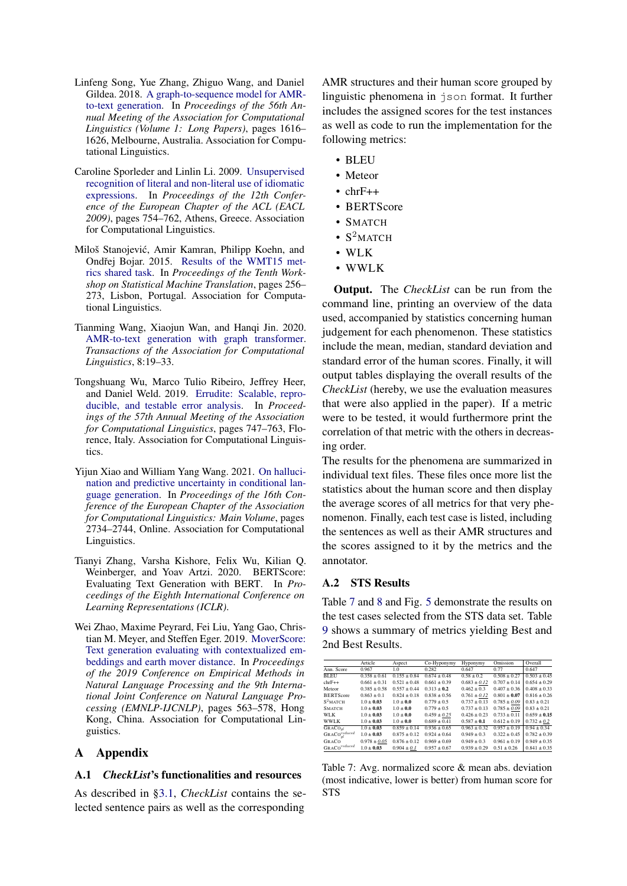Linfeng Song, Yue Zhang, Zhiguo Wang, and Daniel Gildea. 2018. A graph-to-sequence model for AMR-to-text generation. In *Proceedings of the 56th Annual Meeting of the Association for Computational Linguistics (Volume 1: Long Papers)*, pages 1616–1626, Melbourne, Australia. Association for Computational Linguistics.

Caroline Sporleder and Linlin Li. 2009. Unsupervised recognition of literal and non-literal use of idiomatic expressions. In *Proceedings of the 12th Conference of the European Chapter of the ACL (EACL 2009)*, pages 754–762, Athens, Greece. Association for Computational Linguistics.

Miloš Stanojević, Amir Kamran, Philipp Koehn, and Ondřej Bojar. 2015. Results of the WMT15 metrics shared task. In *Proceedings of the Tenth Workshop on Statistical Machine Translation*, pages 256–273, Lisbon, Portugal. Association for Computational Linguistics.

Tianming Wang, Xiaojun Wan, and Hanqi Jin. 2020. AMR-to-text generation with graph transformer. *Transactions of the Association for Computational Linguistics*, 8:19–33.

Tongshuang Wu, Marco Tulio Ribeiro, Jeffrey Heer, and Daniel Weld. 2019. Errudite: Scalable, reproducible, and testable error analysis. In *Proceedings of the 57th Annual Meeting of the Association for Computational Linguistics*, pages 747–763, Florence, Italy. Association for Computational Linguistics.

Yijun Xiao and William Yang Wang. 2021. On hallucination and predictive uncertainty in conditional language generation. In *Proceedings of the 16th Conference of the European Chapter of the Association for Computational Linguistics: Main Volume*, pages 2734–2744, Online. Association for Computational Linguistics.

Tianyi Zhang, Varsha Kishore, Felix Wu, Kilian Q. Weinberger, and Yoav Artzi. 2020. BERTScore: Evaluating Text Generation with BERT. In *Proceedings of the Eighth International Conference on Learning Representations (ICLR)*.

Wei Zhao, Maxime Peyrard, Fei Liu, Yang Gao, Christian M. Meyer, and Steffen Eger. 2019. MoverScore: Text generation evaluating with contextualized embeddings and earth mover distance. In *Proceedings of the 2019 Conference on Empirical Methods in Natural Language Processing and the 9th International Joint Conference on Natural Language Processing (EMNLP-IJCNLP)*, pages 563–578, Hong Kong, China. Association for Computational Linguistics.

# A Appendix

## A.1 *CheckList*'s functionalities and resources

As described in §3.1, *CheckList* contains the selected sentence pairs as well as the corresponding AMR structures and their human score grouped by linguistic phenomena in `json` format. It further includes the assigned scores for the test instances as well as code to run the implementation for the following metrics:

- BLEU
- Meteor
- chrF++
- BERTScore
- SMATCH
- $S^2$MATCH
- WLK
- WWLK

**Output.** The *CheckList* can be run from the command line, printing an overview of the data used, accompanied by statistics concerning human judgement for each phenomenon. These statistics include the mean, median, standard deviation and standard error of the human scores. Finally, it will output tables displaying the overall results of the *CheckList* (hereby, we use the evaluation measures that were also applied in the paper). If a metric were to be tested, it would furthermore print the correlation of that metric with the others in decreasing order.

The results for the phenomena are summarized in individual text files. These files once more list the statistics about the human score and then display the average scores of all metrics for that very phenomenon. Finally, each test case is listed, including the sentences as well as their AMR structures and the scores assigned to it by the metrics and the annotator.

## A.2 STS Results

Table 7 and 8 and Fig. 5 demonstrate the results on the test cases selected from the STS data set. Table 9 shows a summary of metrics yielding Best and 2nd Best Results.

| | Article | Aspect | Co-Hyponymy | Hyponymy | Omission | Overall |
|---|---|---|---|---|---|---|
| Ann. Score | 0.967 | 1.0 | 0.282 | 0.647 | 0.77 | 0.647 |
| BLEU | 0.358 ± 0.61 | 0.155 ± 0.84 | 0.674 ± 0.48 | 0.58 ± 0.2 | 0.508 ± 0.27 | 0.503 ± 0.45 |
| chrF++ | 0.661 ± 0.31 | 0.521 ± 0.48 | 0.661 ± 0.39 | 0.683 ± *0.12* | 0.707 ± 0.14 | 0.654 ± 0.29 |
| Meteor | 0.385 ± 0.58 | 0.557 ± 0.44 | 0.313 ± **0.2** | 0.462 ± 0.3 | 0.407 ± 0.36 | 0.408 ± 0.33 |
| BERTScore | 0.863 ± 0.1 | 0.824 ± 0.18 | 0.838 ± 0.56 | 0.761 ± *0.12* | 0.801 ± **0.07** | 0.816 ± 0.26 |
| $S^2$MATCH | 1.0 ± **0.03** | 1.0 ± **0.0** | 0.779 ± 0.5 | 0.737 ± 0.13 | 0.785 ± *0.09* | 0.83 ± 0.21 |
| SMATCH | 1.0 ± **0.03** | 1.0 ± **0.0** | 0.779 ± 0.5 | 0.737 ± 0.13 | 0.785 ± *0.09* | 0.83 ± 0.21 |
| WLK | 1.0 ± **0.03** | 1.0 ± **0.0** | 0.459 ± *0.25* | 0.426 ± 0.23 | 0.733 ± 0.11 | 0.659 ± **0.15** |
| WWLK | 1.0 ± **0.03** | 1.0 ± **0.0** | 0.689 ± 0.41 | 0.587 ± **0.1** | 0.612 ± 0.19 | 0.732 ± *0.2* |
| GRACO$_{gl}$ | 1.0 ± **0.03** | 0.859 ± 0.14 | 0.936 ± 0.65 | 0.963 ± 0.32 | 0.957 ± 0.19 | 0.94 ± 0.34 |
| GRACO$_{gl}^{reduced}$ | 1.0 ± **0.03** | 0.875 ± 0.12 | 0.924 ± 0.64 | 0.949 ± 0.3 | 0.322 ± 0.45 | 0.782 ± 0.39 |
| GRACO | 0.978 ± *0.05* | 0.876 ± 0.12 | 0.969 ± 0.69 | 0.949 ± 0.3 | 0.961 ± 0.19 | 0.949 ± 0.35 |
| GRACO$^{reduced}$ | 1.0 ± **0.03** | 0.904 ± *0.1* | 0.957 ± 0.67 | 0.939 ± 0.29 | 0.51 ± 0.26 | 0.841 ± 0.35 |

Table 7: Avg. normalized score & mean abs. deviation (most indicative, lower is better) from human score for STS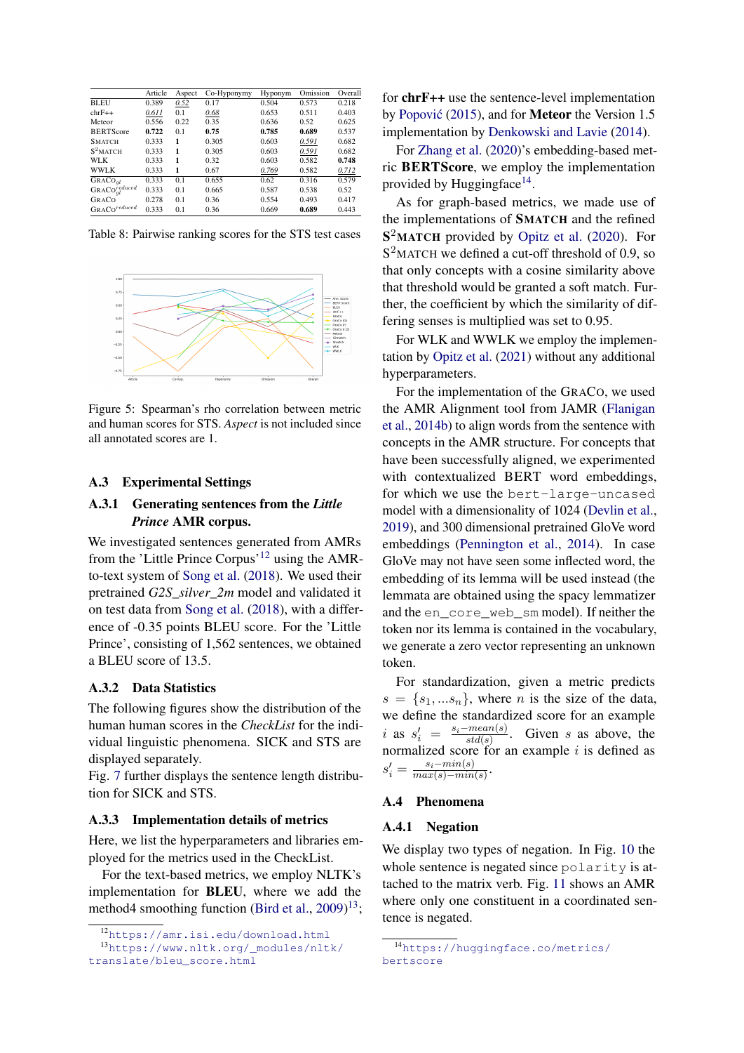|  | Article | Aspect | Co-Hyponymy | Hyponym | Omission | Overall |
|---|---|---|---|---|---|---|
| BLEU | 0.389 | *0.52* | 0.17 | 0.504 | 0.573 | 0.218 |
| chrF++ | *0.611* | 0.1 | *0.68* | 0.653 | 0.511 | 0.403 |
| Meteor | 0.556 | 0.22 | 0.35 | 0.636 | 0.52 | 0.625 |
| BERTScore | **0.722** | 0.1 | **0.75** | **0.785** | **0.689** | 0.537 |
| SMATCH | 0.333 | **1** | 0.305 | 0.603 | *0.591* | 0.682 |
| S$^2$MATCH | 0.333 | **1** | 0.305 | 0.603 | *0.591* | 0.682 |
| WLK | 0.333 | **1** | 0.32 | 0.603 | 0.582 | **0.748** |
| WWLK | 0.333 | **1** | 0.67 | *0.769* | 0.582 | *0.712* |
| GRACO$_{gl}$ | 0.333 | 0.1 | 0.655 | 0.62 | 0.316 | 0.579 |
| GRACO$_{gl}^{reduced}$ | 0.333 | 0.1 | 0.665 | 0.587 | 0.538 | 0.52 |
| GRACO | 0.278 | 0.1 | 0.36 | 0.554 | 0.493 | 0.417 |
| GRACO$^{reduced}$ | 0.333 | 0.1 | 0.36 | 0.669 | **0.689** | 0.443 |

Table 8: Pairwise ranking scores for the STS test cases

Figure 5: Spearman's rho correlation between metric and human scores for STS. *Aspect* is not included since all annotated scores are 1.

## A.3 Experimental Settings

### A.3.1 Generating sentences from the *Little Prince* AMR corpus.

We investigated sentences generated from AMRs from the 'Little Prince Corpus'[12] using the AMR-to-text system of Song et al. (2018). We used their pretrained *G2S_silver_2m* model and validated it on test data from Song et al. (2018), with a difference of -0.35 points BLEU score. For the 'Little Prince', consisting of 1,562 sentences, we obtained a BLEU score of 13.5.

### A.3.2 Data Statistics

The following figures show the distribution of the human human scores in the *CheckList* for the individual linguistic phenomena. SICK and STS are displayed separately.
Fig. 7 further displays the sentence length distribution for SICK and STS.

### A.3.3 Implementation details of metrics

Here, we list the hyperparameters and libraries employed for the metrics used in the CheckList.

For the text-based metrics, we employ NLTK's implementation for **BLEU**, where we add the method4 smoothing function (Bird et al., 2009)[13]; for **chrF++** use the sentence-level implementation by Popović (2015), and for **Meteor** the Version 1.5 implementation by Denkowski and Lavie (2014).

For Zhang et al. (2020)'s embedding-based metric **BERTScore**, we employ the implementation provided by Huggingface[14].

As for graph-based metrics, we made use of the implementations of **SMATCH** and the refined **S$^2$MATCH** provided by Opitz et al. (2020). For S$^2$MATCH we defined a cut-off threshold of 0.9, so that only concepts with a cosine similarity above that threshold would be granted a soft match. Further, the coefficient by which the similarity of differing senses is multiplied was set to 0.95.

For WLK and WWLK we employ the implementation by Opitz et al. (2021) without any additional hyperparameters.

For the implementation of the GRACO, we used the AMR Alignment tool from JAMR (Flanigan et al., 2014b) to align words from the sentence with concepts in the AMR structure. For concepts that have been successfully aligned, we experimented with contextualized BERT word embeddings, for which we use the `bert-large-uncased` model with a dimensionality of 1024 (Devlin et al., 2019), and 300 dimensional pretrained GloVe word embeddings (Pennington et al., 2014). In case GloVe may not have seen some inflected word, the embedding of its lemma will be used instead (the lemmata are obtained using the spacy lemmatizer and the `en_core_web_sm` model). If neither the token nor its lemma is contained in the vocabulary, we generate a zero vector representing an unknown token.

For standardization, given a metric predicts $s = \{s_1, ...s_n\}$, where $n$ is the size of the data, we define the standardized score for an example $i$ as $s_i' = \frac{s_i - mean(s)}{std(s)}$. Given $s$ as above, the normalized score for an example $i$ is defined as $s_i' = \frac{s_i - min(s)}{max(s) - min(s)}$.

## A.4 Phenomena

### A.4.1 Negation

We display two types of negation. In Fig. 10 the whole sentence is negated since `polarity` is attached to the matrix verb. Fig. 11 shows an AMR where only one constituent in a coordinated sentence is negated.

[12] https://amr.isi.edu/download.html

[13] https://www.nltk.org/_modules/nltk/translate/bleu_score.html

[14] https://huggingface.co/metrics/bertscore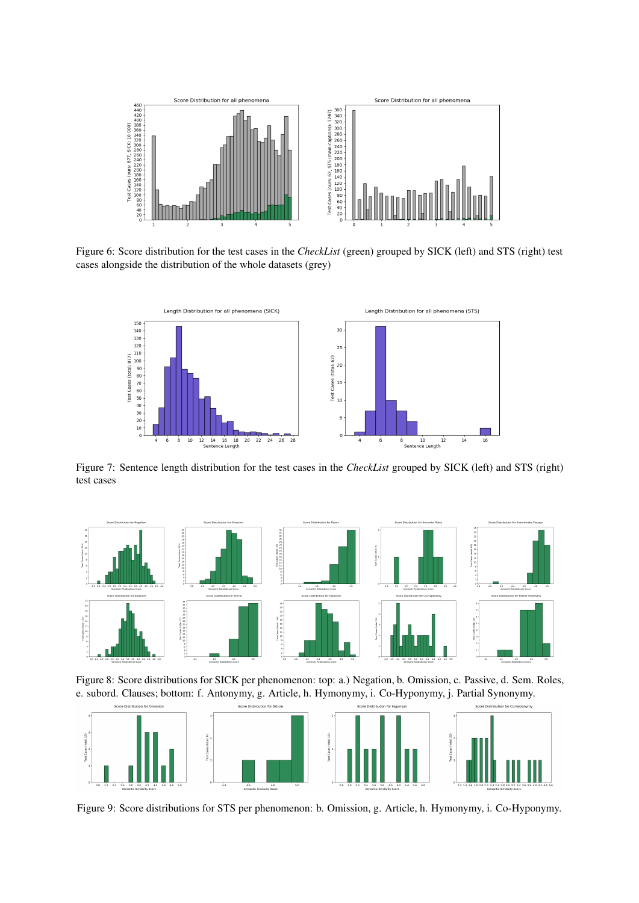Figure 6: Score distribution for the test cases in the *CheckList* (green) grouped by SICK (left) and STS (right) test cases alongside the distribution of the whole datasets (grey)

Figure 7: Sentence length distribution for the test cases in the *CheckList* grouped by SICK (left) and STS (right) test cases

Figure 8: Score distributions for SICK per phenomenon: top: a.) Negation, b. Omission, c. Passive, d. Sem. Roles, e. subord. Clauses; bottom: f. Antonymy, g. Article, h. Hymonymy, i. Co-Hyponymy, j. Partial Synonymy.

Figure 9: Score distributions for STS per phenomenon: b. Omission, g. Article, h. Hymonymy, i. Co-Hyponymy.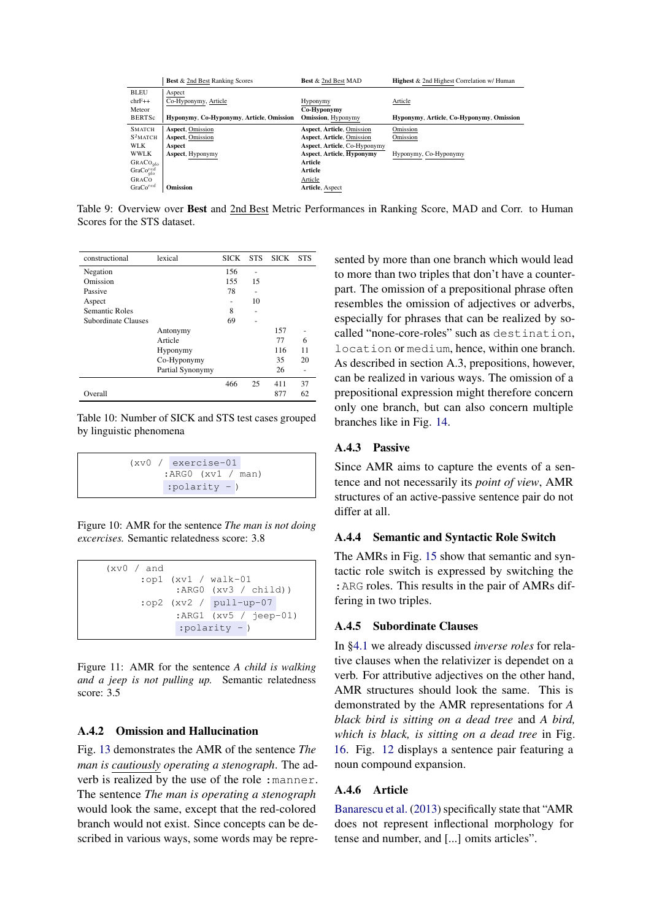| | **Best** & 2nd Best Ranking Scores | **Best** & 2nd Best MAD | **Highest** & 2nd Highest Correlation w/ Human |
|---|---|---|---|
| BLEU | Aspect | | |
| chrF++ | Co-Hyponymy, Article | Hyponymy | Article |
| Meteor | | **Co-Hyponymy** | |
| BERTSc | **Hyponymy**, **Co-Hyponymy**, **Article**, **Omission** | **Omission**, Hyponymy | **Hyponymy**, **Article**, **Co-Hyponymy**, **Omission** |
| SMATCH | **Aspect**, Omission | **Aspect**, **Article**, Omission | Omission |
| S²MATCH | **Aspect**, Omission | **Aspect**, **Article**, Omission | Omission |
| WLK | **Aspect** | **Aspect**, **Article**, Co-Hyponymy | |
| WWLK | **Aspect**, Hyponymy | **Aspect**, **Article**, **Hyponymy** | Hyponymy, Co-Hyponymy |
| GRACO$_{glo}$ | | **Article** | |
| GraCo$^{red}_{glo}$ | | **Article** | |
| GRACO | | Article | |
| GraCo$^{red}$ | **Omission** | **Article**, Aspect | |

Table 9: Overview over **Best** and 2nd Best Metric Performances in Ranking Score, MAD and Corr. to Human Scores for the STS dataset.

| constructional | lexical | SICK | STS | SICK | STS |
|---|---|---|---|---|---|
| Negation | | 156 | - | | |
| Omission | | 155 | 15 | | |
| Passive | | 78 | - | | |
| Aspect | | - | 10 | | |
| Semantic Roles | | 8 | - | | |
| Subordinate Clauses | | 69 | - | | |
| | Antonymy | | | 157 | - |
| | Article | | | 77 | 6 |
| | Hyponymy | | | 116 | 11 |
| | Co-Hyponymy | | | 35 | 20 |
| | Partial Synonymy | | | 26 | - |
| | | 466 | 25 | 411 | 37 |
| Overall | | | | 877 | 62 |

Table 10: Number of SICK and STS test cases grouped by linguistic phenomena

```
(xv0 / exercise-01
     :ARG0 (xv1 / man)
     :polarity -)
```

Figure 10: AMR for the sentence *The man is not doing excercises.* Semantic relatedness score: 3.8

```
(xv0 / and
     :op1 (xv1 / walk-01
               :ARG0 (xv3 / child))
     :op2 (xv2 / pull-up-07
               :ARG1 (xv5 / jeep-01)
               :polarity -)
```

Figure 11: AMR for the sentence *A child is walking and a jeep is not pulling up.* Semantic relatedness score: 3.5

### A.4.2 Omission and Hallucination

Fig. 13 demonstrates the AMR of the sentence *The man is cautiously operating a stenograph*. The adverb is realized by the use of the role `:manner`. The sentence *The man is operating a stenograph* would look the same, except that the red-colored branch would not exist. Since concepts can be described in various ways, some words may be represented by more than one branch which would lead to more than two triples that don't have a counterpart. The omission of a prepositional phrase often resembles the omission of adjectives or adverbs, especially for phrases that can be realized by so-called "none-core-roles" such as `destination`, `location` or `medium`, hence, within one branch. As described in section A.3, prepositions, however, can be realized in various ways. The omission of a prepositional expression might therefore concern only one branch, but can also concern multiple branches like in Fig. 14.

### A.4.3 Passive

Since AMR aims to capture the events of a sentence and not necessarily its *point of view*, AMR structures of an active-passive sentence pair do not differ at all.

### A.4.4 Semantic and Syntactic Role Switch

The AMRs in Fig. 15 show that semantic and syntactic role switch is expressed by switching the `:ARG` roles. This results in the pair of AMRs differing in two triples.

### A.4.5 Subordinate Clauses

In §4.1 we already discussed *inverse roles* for relative clauses when the relativizer is dependet on a verb. For attributive adjectives on the other hand, AMR structures should look the same. This is demonstrated by the AMR representations for *A black bird is sitting on a dead tree* and *A bird, which is black, is sitting on a dead tree* in Fig. 16. Fig. 12 displays a sentence pair featuring a noun compound expansion.

### A.4.6 Article

Banarescu et al. (2013) specifically state that "AMR does not represent inflectional morphology for tense and number, and [...] omits articles".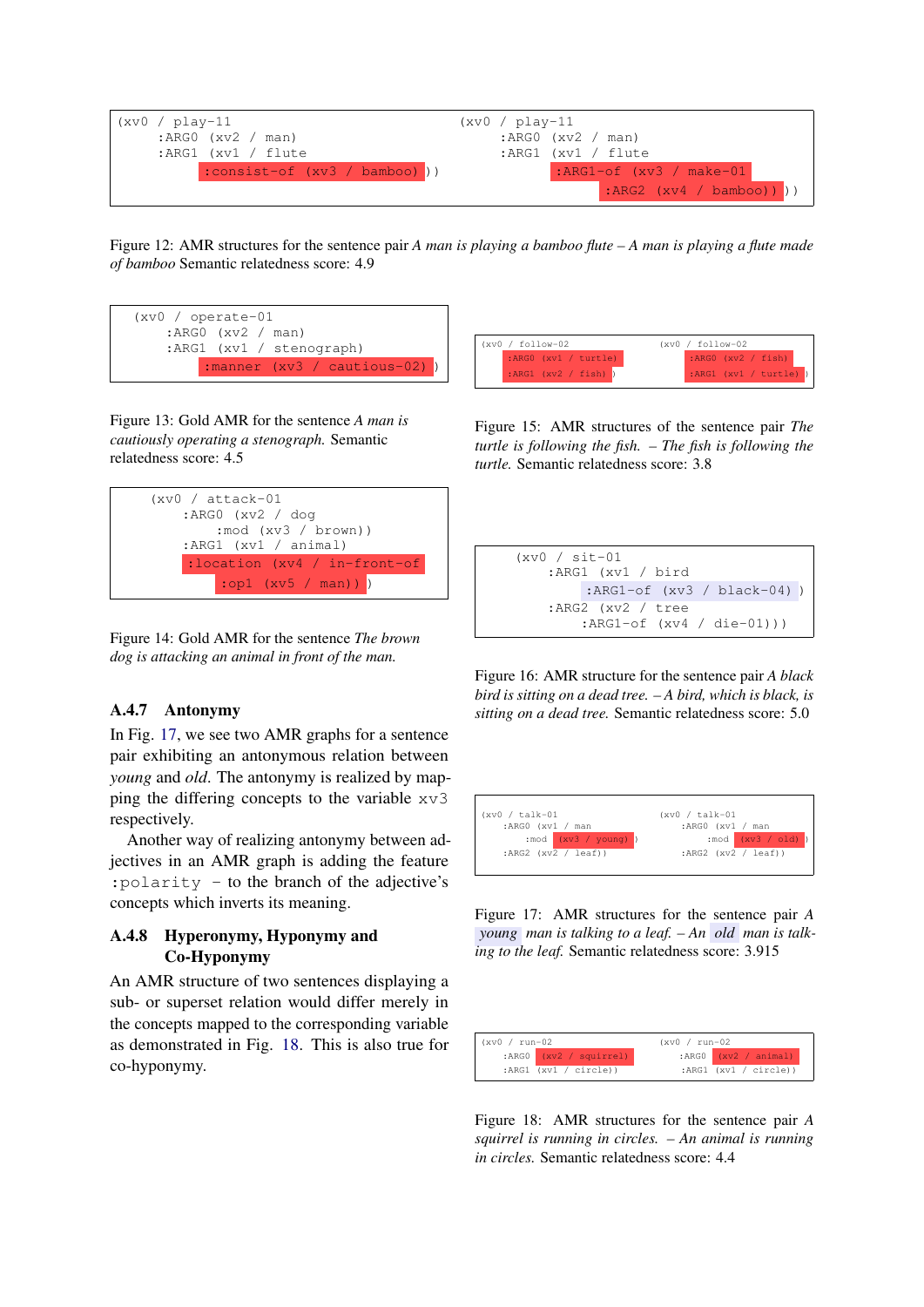```
(xv0 / play-11
     :ARG0 (xv2 / man)
     :ARG1 (xv1 / flute
          :consist-of (xv3 / bamboo)))
```

```
(xv0 / play-11
     :ARG0 (xv2 / man)
     :ARG1 (xv1 / flute
          :ARG1-of (xv3 / make-01
               :ARG2 (xv4 / bamboo))))
```

Figure 12: AMR structures for the sentence pair *A man is playing a bamboo flute – A man is playing a flute made of bamboo* Semantic relatedness score: 4.9

```
(xv0 / operate-01
     :ARG0 (xv2 / man)
     :ARG1 (xv1 / stenograph)
     :manner (xv3 / cautious-02))
```

Figure 13: Gold AMR for the sentence *A man is cautiously operating a stenograph.* Semantic relatedness score: 4.5

```
(xv0 / attack-01
     :ARG0 (xv2 / dog
          :mod (xv3 / brown))
     :ARG1 (xv1 / animal)
     :location (xv4 / in-front-of
          :op1 (xv5 / man)))
```

Figure 14: Gold AMR for the sentence *The brown dog is attacking an animal in front of the man.*

### A.4.7 Antonymy

In Fig. 17, we see two AMR graphs for a sentence pair exhibiting an antonymous relation between *young* and *old*. The antonymy is realized by mapping the differing concepts to the variable xv3 respectively.

Another way of realizing antonymy between adjectives in an AMR graph is adding the feature :polarity - to the branch of the adjective's concepts which inverts its meaning.

### A.4.8 Hyperonymy, Hyponymy and Co-Hyponymy

An AMR structure of two sentences displaying a sub- or superset relation would differ merely in the concepts mapped to the corresponding variable as demonstrated in Fig. 18. This is also true for co-hyponymy.

```
(xv0 / follow-02
     :ARG0 (xv1 / turtle)
     :ARG1 (xv2 / fish))
```

```
(xv0 / follow-02
     :ARG0 (xv2 / fish)
     :ARG1 (xv1 / turtle))
```

Figure 15: AMR structures of the sentence pair *The turtle is following the fish. – The fish is following the turtle.* Semantic relatedness score: 3.8

```
(xv0 / sit-01
     :ARG1 (xv1 / bird
          :ARG1-of (xv3 / black-04))
     :ARG2 (xv2 / tree
          :ARG1-of (xv4 / die-01)))
```

Figure 16: AMR structure for the sentence pair *A black bird is sitting on a dead tree. – A bird, which is black, is sitting on a dead tree.* Semantic relatedness score: 5.0

```
(xv0 / talk-01
     :ARG0 (xv1 / man
          :mod (xv3 / young))
     :ARG2 (xv2 / leaf))
```

```
(xv0 / talk-01
     :ARG0 (xv1 / man
          :mod (xv3 / old))
     :ARG2 (xv2 / leaf))
```

Figure 17: AMR structures for the sentence pair *A young man is talking to a leaf. – An old man is talking to the leaf.* Semantic relatedness score: 3.915

```
(xv0 / run-02
     :ARG0 (xv2 / squirrel)
     :ARG1 (xv1 / circle))
```

```
(xv0 / run-02
     :ARG0 (xv2 / animal)
     :ARG1 (xv1 / circle))
```

Figure 18: AMR structures for the sentence pair *A squirrel is running in circles. – An animal is running in circles.* Semantic relatedness score: 4.4